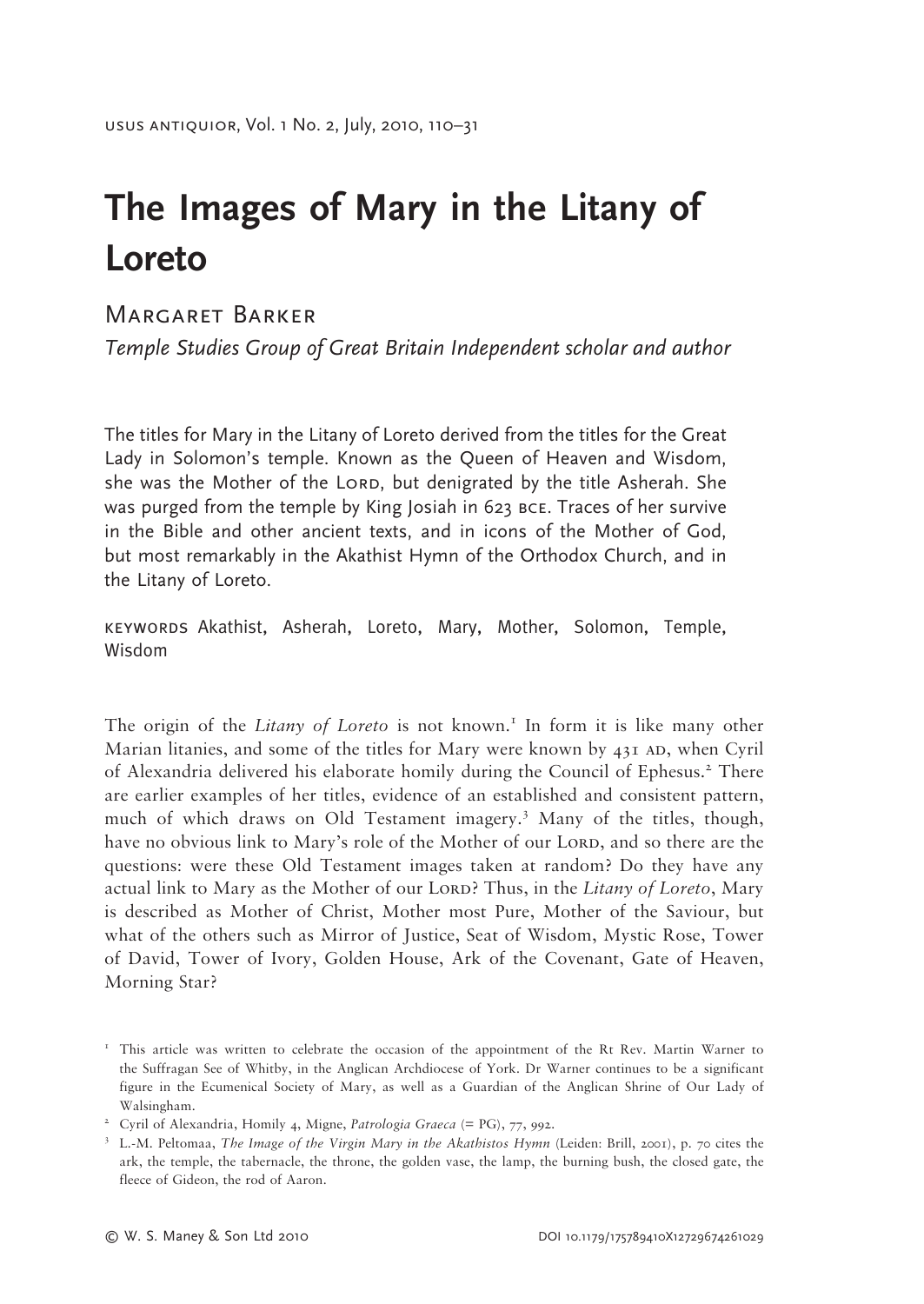# The Images of Mary in the Litany of Loreto

## Margaret Barker

*Temple Studies Group of Great Britain Independent scholar and author*

The titles for Mary in the Litany of Loreto derived from the titles for the Great Lady in Solomon's temple. Known as the Queen of Heaven and Wisdom, she was the Mother of the Lord, but denigrated by the title Asherah. She was purged from the temple by King Josiah in 623 BCE. Traces of her survive in the Bible and other ancient texts, and in icons of the Mother of God, but most remarkably in the Akathist Hymn of the Orthodox Church, and in the Litany of Loreto.

KEYWORDS Akathist, Asherah, Loreto, Mary, Mother, Solomon, Temple, Wisdom

The origin of the *Litany of Loreto* is not known.[1] In form it is like many other Marian litanies, and some of the titles for Mary were known by 431 AD, when Cyril of Alexandria delivered his elaborate homily during the Council of Ephesus.[2] There are earlier examples of her titles, evidence of an established and consistent pattern, much of which draws on Old Testament imagery.[3] Many of the titles, though, have no obvious link to Mary's role of the Mother of our Lord, and so there are the questions: were these Old Testament images taken at random? Do they have any actual link to Mary as the Mother of our Lord? Thus, in the *Litany of Loreto*, Mary is described as Mother of Christ, Mother most Pure, Mother of the Saviour, but what of the others such as Mirror of Justice, Seat of Wisdom, Mystic Rose, Tower of David, Tower of Ivory, Golden House, Ark of the Covenant, Gate of Heaven, Morning Star?

[1] This article was written to celebrate the occasion of the appointment of the Rt Rev. Martin Warner to the Suffragan See of Whitby, in the Anglican Archdiocese of York. Dr Warner continues to be a significant figure in the Ecumenical Society of Mary, as well as a Guardian of the Anglican Shrine of Our Lady of Walsingham.

[2] Cyril of Alexandria, Homily 4, Migne, *Patrologia Graeca* (= PG), 77, 992.

[3] L.-M. Peltomaa, *The Image of the Virgin Mary in the Akathistos Hymn* (Leiden: Brill, 2001), p. 70 cites the ark, the temple, the tabernacle, the throne, the golden vase, the lamp, the burning bush, the closed gate, the fleece of Gideon, the rod of Aaron.

© W. S. Maney & Son Ltd 2010 DOI 10.1179/175789410X12729674261029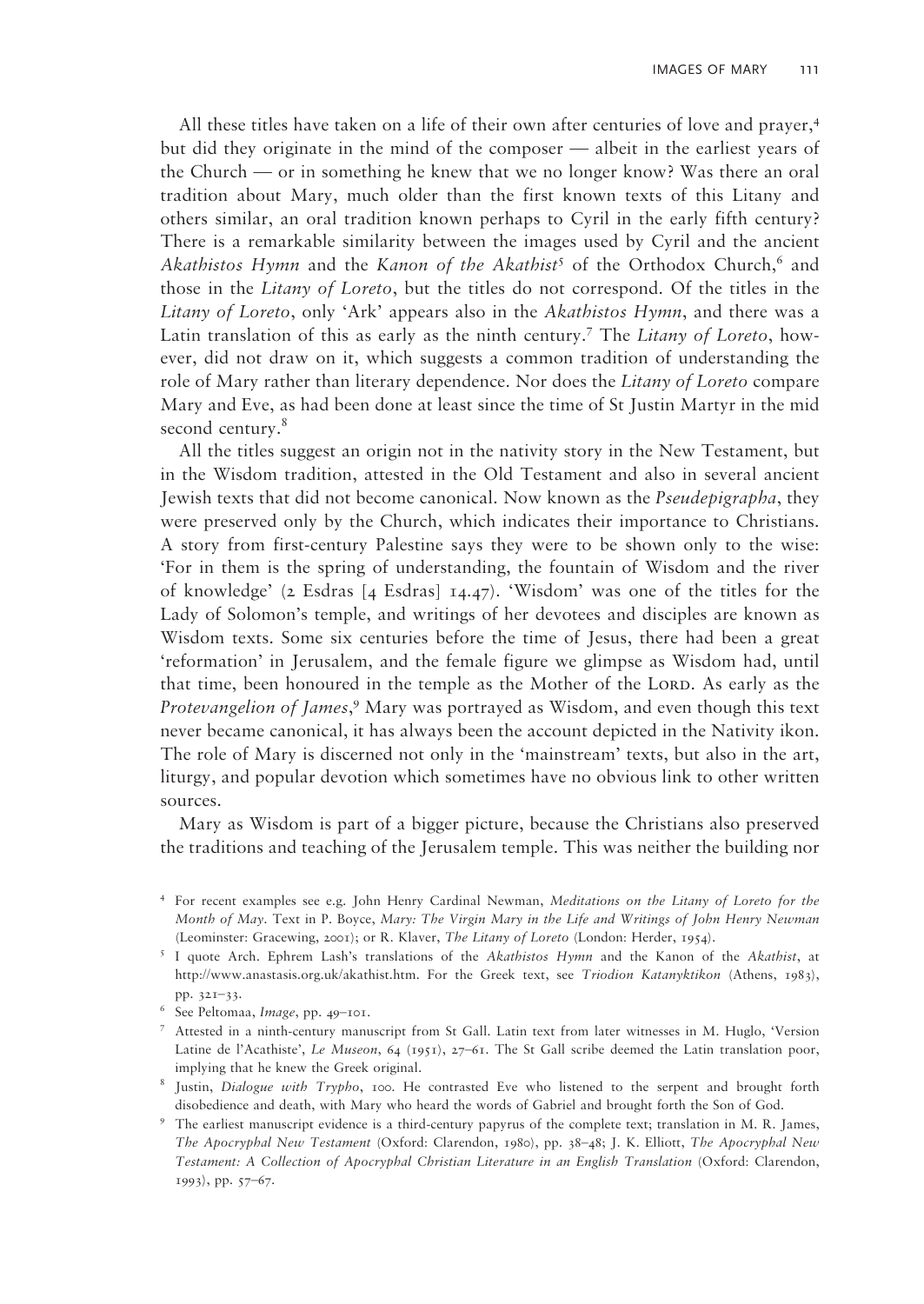All these titles have taken on a life of their own after centuries of love and prayer,[4] but did they originate in the mind of the composer — albeit in the earliest years of the Church — or in something he knew that we no longer know? Was there an oral tradition about Mary, much older than the first known texts of this Litany and others similar, an oral tradition known perhaps to Cyril in the early fifth century? There is a remarkable similarity between the images used by Cyril and the ancient *Akathistos Hymn* and the *Kanon of the Akathist*[5] of the Orthodox Church,[6] and those in the *Litany of Loreto*, but the titles do not correspond. Of the titles in the *Litany of Loreto*, only 'Ark' appears also in the *Akathistos Hymn*, and there was a Latin translation of this as early as the ninth century.[7] The *Litany of Loreto*, however, did not draw on it, which suggests a common tradition of understanding the role of Mary rather than literary dependence. Nor does the *Litany of Loreto* compare Mary and Eve, as had been done at least since the time of St Justin Martyr in the mid second century.[8]

All the titles suggest an origin not in the nativity story in the New Testament, but in the Wisdom tradition, attested in the Old Testament and also in several ancient Jewish texts that did not become canonical. Now known as the *Pseudepigrapha*, they were preserved only by the Church, which indicates their importance to Christians. A story from first-century Palestine says they were to be shown only to the wise: 'For in them is the spring of understanding, the fountain of Wisdom and the river of knowledge' (2 Esdras [4 Esdras] 14.47). 'Wisdom' was one of the titles for the Lady of Solomon's temple, and writings of her devotees and disciples are known as Wisdom texts. Some six centuries before the time of Jesus, there had been a great 'reformation' in Jerusalem, and the female figure we glimpse as Wisdom had, until that time, been honoured in the temple as the Mother of the LORD. As early as the *Protevangelion of James*,[9] Mary was portrayed as Wisdom, and even though this text never became canonical, it has always been the account depicted in the Nativity ikon. The role of Mary is discerned not only in the 'mainstream' texts, but also in the art, liturgy, and popular devotion which sometimes have no obvious link to other written sources.

Mary as Wisdom is part of a bigger picture, because the Christians also preserved the traditions and teaching of the Jerusalem temple. This was neither the building nor

---

[4] For recent examples see e.g. John Henry Cardinal Newman, *Meditations on the Litany of Loreto for the Month of May*. Text in P. Boyce, *Mary: The Virgin Mary in the Life and Writings of John Henry Newman* (Leominster: Gracewing, 2001); or R. Klaver, *The Litany of Loreto* (London: Herder, 1954).

[5] I quote Arch. Ephrem Lash's translations of the *Akathistos Hymn* and the Kanon of the *Akathist*, at http://www.anastasis.org.uk/akathist.htm. For the Greek text, see *Triodion Katanyktikon* (Athens, 1983), pp. 321–33.

[6] See Peltomaa, *Image*, pp. 49–101.

[7] Attested in a ninth-century manuscript from St Gall. Latin text from later witnesses in M. Huglo, 'Version Latine de l'Acathiste', *Le Museon*, 64 (1951), 27–61. The St Gall scribe deemed the Latin translation poor, implying that he knew the Greek original.

[8] Justin, *Dialogue with Trypho*, 100. He contrasted Eve who listened to the serpent and brought forth disobedience and death, with Mary who heard the words of Gabriel and brought forth the Son of God.

[9] The earliest manuscript evidence is a third-century papyrus of the complete text; translation in M. R. James, *The Apocryphal New Testament* (Oxford: Clarendon, 1980), pp. 38–48; J. K. Elliott, *The Apocryphal New Testament: A Collection of Apocryphal Christian Literature in an English Translation* (Oxford: Clarendon, 1993), pp. 57–67.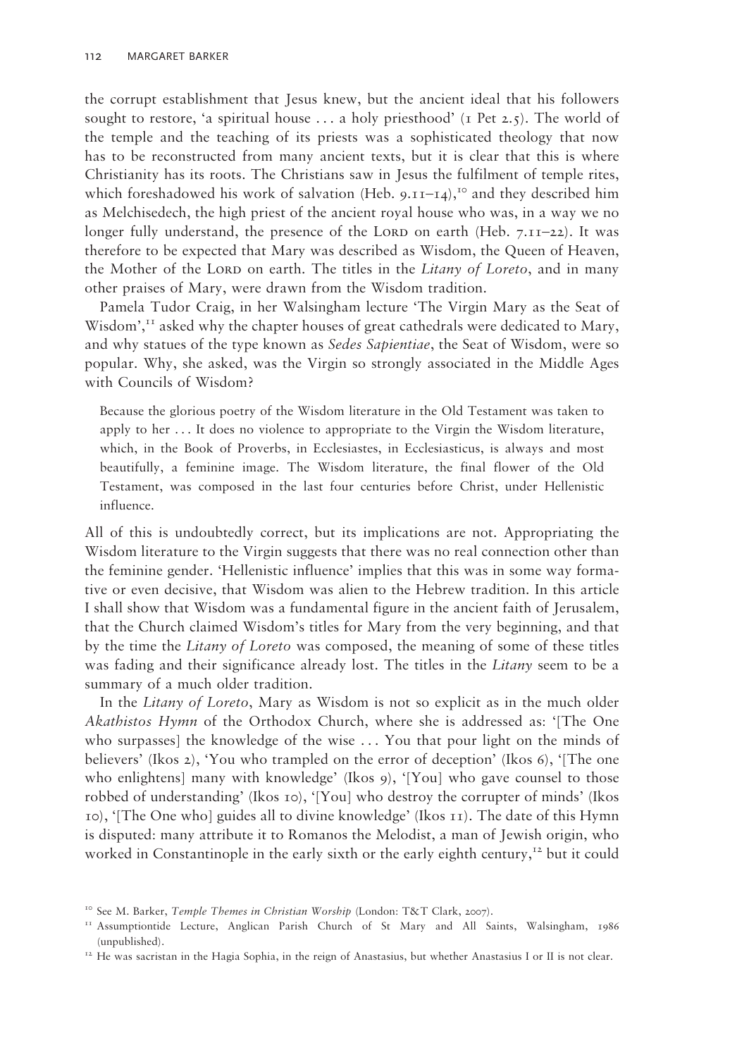the corrupt establishment that Jesus knew, but the ancient ideal that his followers sought to restore, 'a spiritual house ... a holy priesthood' (1 Pet 2.5). The world of the temple and the teaching of its priests was a sophisticated theology that now has to be reconstructed from many ancient texts, but it is clear that this is where Christianity has its roots. The Christians saw in Jesus the fulfilment of temple rites, which foreshadowed his work of salvation (Heb. 9.11–14),[10] and they described him as Melchisedech, the high priest of the ancient royal house who was, in a way we no longer fully understand, the presence of the LORD on earth (Heb. 7.11–22). It was therefore to be expected that Mary was described as Wisdom, the Queen of Heaven, the Mother of the LORD on earth. The titles in the *Litany of Loreto*, and in many other praises of Mary, were drawn from the Wisdom tradition.

Pamela Tudor Craig, in her Walsingham lecture 'The Virgin Mary as the Seat of Wisdom',[11] asked why the chapter houses of great cathedrals were dedicated to Mary, and why statues of the type known as *Sedes Sapientiae*, the Seat of Wisdom, were so popular. Why, she asked, was the Virgin so strongly associated in the Middle Ages with Councils of Wisdom?

> Because the glorious poetry of the Wisdom literature in the Old Testament was taken to apply to her ... It does no violence to appropriate to the Virgin the Wisdom literature, which, in the Book of Proverbs, in Ecclesiastes, in Ecclesiasticus, is always and most beautifully, a feminine image. The Wisdom literature, the final flower of the Old Testament, was composed in the last four centuries before Christ, under Hellenistic influence.

All of this is undoubtedly correct, but its implications are not. Appropriating the Wisdom literature to the Virgin suggests that there was no real connection other than the feminine gender. 'Hellenistic influence' implies that this was in some way formative or even decisive, that Wisdom was alien to the Hebrew tradition. In this article I shall show that Wisdom was a fundamental figure in the ancient faith of Jerusalem, that the Church claimed Wisdom's titles for Mary from the very beginning, and that by the time the *Litany of Loreto* was composed, the meaning of some of these titles was fading and their significance already lost. The titles in the *Litany* seem to be a summary of a much older tradition.

In the *Litany of Loreto*, Mary as Wisdom is not so explicit as in the much older *Akathistos Hymn* of the Orthodox Church, where she is addressed as: '[The One who surpasses] the knowledge of the wise ... You that pour light on the minds of believers' (Ikos 2), 'You who trampled on the error of deception' (Ikos 6), '[The one who enlightens] many with knowledge' (Ikos 9), '[You] who gave counsel to those robbed of understanding' (Ikos 10), '[You] who destroy the corrupter of minds' (Ikos 10), '[The One who] guides all to divine knowledge' (Ikos 11). The date of this Hymn is disputed: many attribute it to Romanos the Melodist, a man of Jewish origin, who worked in Constantinople in the early sixth or the early eighth century,[12] but it could

[10] See M. Barker, *Temple Themes in Christian Worship* (London: T&T Clark, 2007).

[11] Assumptiontide Lecture, Anglican Parish Church of St Mary and All Saints, Walsingham, 1986 (unpublished).

[12] He was sacristan in the Hagia Sophia, in the reign of Anastasius, but whether Anastasius I or II is not clear.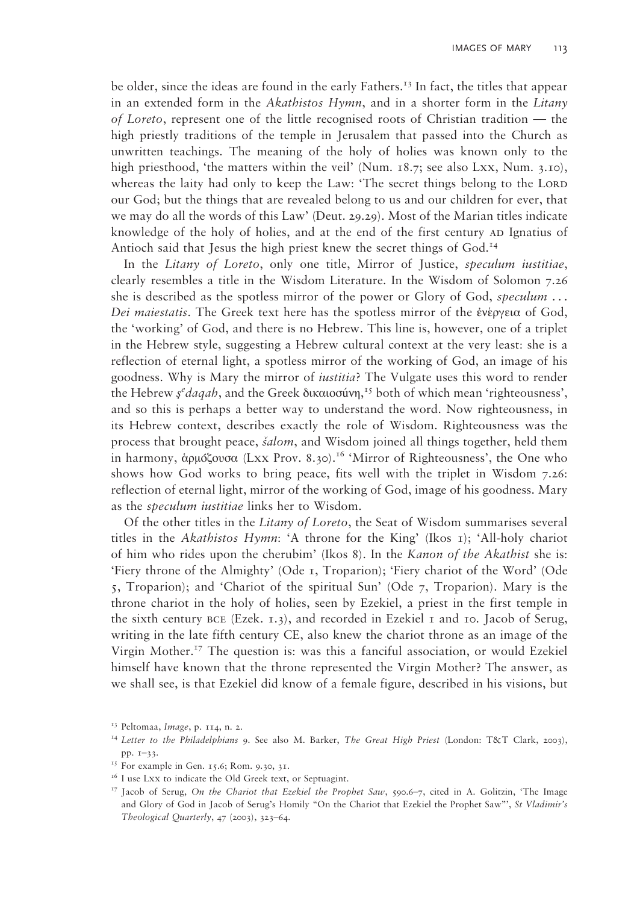be older, since the ideas are found in the early Fathers.[13] In fact, the titles that appear in an extended form in the *Akathistos Hymn*, and in a shorter form in the *Litany of Loreto*, represent one of the little recognised roots of Christian tradition — the high priestly traditions of the temple in Jerusalem that passed into the Church as unwritten teachings. The meaning of the holy of holies was known only to the high priesthood, 'the matters within the veil' (Num. 18.7; see also LXX, Num. 3.10), whereas the laity had only to keep the Law: 'The secret things belong to the LORD our God; but the things that are revealed belong to us and our children for ever, that we may do all the words of this Law' (Deut. 29.29). Most of the Marian titles indicate knowledge of the holy of holies, and at the end of the first century AD Ignatius of Antioch said that Jesus the high priest knew the secret things of God.[14]

In the *Litany of Loreto*, only one title, Mirror of Justice, *speculum iustitiae*, clearly resembles a title in the Wisdom Literature. In the Wisdom of Solomon 7.26 she is described as the spotless mirror of the power or Glory of God, *speculum . . . Dei maiestatis*. The Greek text here has the spotless mirror of the ἐνέργεια of God, the 'working' of God, and there is no Hebrew. This line is, however, one of a triplet in the Hebrew style, suggesting a Hebrew cultural context at the very least: she is a reflection of eternal light, a spotless mirror of the working of God, an image of his goodness. Why is Mary the mirror of *iustitia*? The Vulgate uses this word to render the Hebrew *ṣᵉdaqah*, and the Greek δικαιοσύνη,[15] both of which mean 'righteousness', and so this is perhaps a better way to understand the word. Now righteousness, in its Hebrew context, describes exactly the role of Wisdom. Righteousness was the process that brought peace, *šalom*, and Wisdom joined all things together, held them in harmony, ἁρμόζουσα (LXX Prov. 8.30).[16] 'Mirror of Righteousness', the One who shows how God works to bring peace, fits well with the triplet in Wisdom 7.26: reflection of eternal light, mirror of the working of God, image of his goodness. Mary as the *speculum iustitiae* links her to Wisdom.

Of the other titles in the *Litany of Loreto*, the Seat of Wisdom summarises several titles in the *Akathistos Hymn*: 'A throne for the King' (Ikos 1); 'All-holy chariot of him who rides upon the cherubim' (Ikos 8). In the *Kanon of the Akathist* she is: 'Fiery throne of the Almighty' (Ode 1, Troparion); 'Fiery chariot of the Word' (Ode 5, Troparion); and 'Chariot of the spiritual Sun' (Ode 7, Troparion). Mary is the throne chariot in the holy of holies, seen by Ezekiel, a priest in the first temple in the sixth century BCE (Ezek. 1.3), and recorded in Ezekiel 1 and 10. Jacob of Serug, writing in the late fifth century CE, also knew the chariot throne as an image of the Virgin Mother.[17] The question is: was this a fanciful association, or would Ezekiel himself have known that the throne represented the Virgin Mother? The answer, as we shall see, is that Ezekiel did know of a female figure, described in his visions, but

---

[13] Peltomaa, *Image*, p. 114, n. 2.

[14] *Letter to the Philadelphians* 9. See also M. Barker, *The Great High Priest* (London: T&T Clark, 2003), pp. 1–33.

[15] For example in Gen. 15.6; Rom. 9.30, 31.

[16] I use LXX to indicate the Old Greek text, or Septuagint.

[17] Jacob of Serug, *On the Chariot that Ezekiel the Prophet Saw*, 590.6–7, cited in A. Golitzin, 'The Image and Glory of God in Jacob of Serug's Homily "On the Chariot that Ezekiel the Prophet Saw"', *St Vladimir's Theological Quarterly*, 47 (2003), 323–64.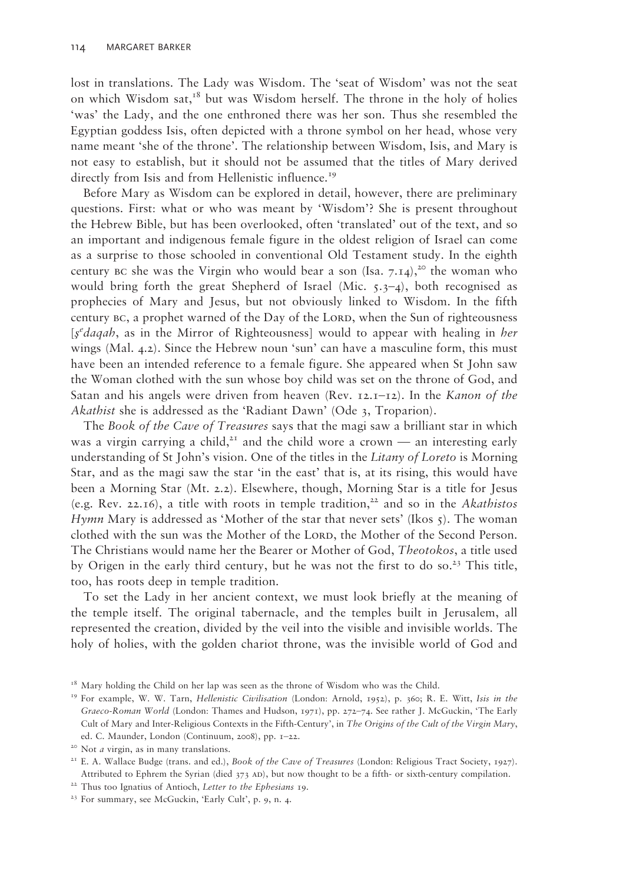lost in translations. The Lady was Wisdom. The 'seat of Wisdom' was not the seat on which Wisdom sat,[18] but was Wisdom herself. The throne in the holy of holies 'was' the Lady, and the one enthroned there was her son. Thus she resembled the Egyptian goddess Isis, often depicted with a throne symbol on her head, whose very name meant 'she of the throne'. The relationship between Wisdom, Isis, and Mary is not easy to establish, but it should not be assumed that the titles of Mary derived directly from Isis and from Hellenistic influence.[19]

Before Mary as Wisdom can be explored in detail, however, there are preliminary questions. First: what or who was meant by 'Wisdom'? She is present throughout the Hebrew Bible, but has been overlooked, often 'translated' out of the text, and so an important and indigenous female figure in the oldest religion of Israel can come as a surprise to those schooled in conventional Old Testament study. In the eighth century BC she was the Virgin who would bear a son (Isa. 7.14),[20] the woman who would bring forth the great Shepherd of Israel (Mic. 5.3–4), both recognised as prophecies of Mary and Jesus, but not obviously linked to Wisdom. In the fifth century BC, a prophet warned of the Day of the LORD, when the Sun of righteousness [*ṣ*ᵉ*daqah*, as in the Mirror of Righteousness] would to appear with healing in *her* wings (Mal. 4.2). Since the Hebrew noun 'sun' can have a masculine form, this must have been an intended reference to a female figure. She appeared when St John saw the Woman clothed with the sun whose boy child was set on the throne of God, and Satan and his angels were driven from heaven (Rev. 12.1–12). In the *Kanon of the Akathist* she is addressed as the 'Radiant Dawn' (Ode 3, Troparion).

The *Book of the Cave of Treasures* says that the magi saw a brilliant star in which was a virgin carrying a child,[21] and the child wore a crown — an interesting early understanding of St John's vision. One of the titles in the *Litany of Loreto* is Morning Star, and as the magi saw the star 'in the east' that is, at its rising, this would have been a Morning Star (Mt. 2.2). Elsewhere, though, Morning Star is a title for Jesus (e.g. Rev. 22.16), a title with roots in temple tradition,[22] and so in the *Akathistos Hymn* Mary is addressed as 'Mother of the star that never sets' (Ikos 5). The woman clothed with the sun was the Mother of the LORD, the Mother of the Second Person. The Christians would name her the Bearer or Mother of God, *Theotokos*, a title used by Origen in the early third century, but he was not the first to do so.[23] This title, too, has roots deep in temple tradition.

To set the Lady in her ancient context, we must look briefly at the meaning of the temple itself. The original tabernacle, and the temples built in Jerusalem, all represented the creation, divided by the veil into the visible and invisible worlds. The holy of holies, with the golden chariot throne, was the invisible world of God and

---

[18] Mary holding the Child on her lap was seen as the throne of Wisdom who was the Child.

[19] For example, W. W. Tarn, *Hellenistic Civilisation* (London: Arnold, 1952), p. 360; R. E. Witt, *Isis in the Graeco-Roman World* (London: Thames and Hudson, 1971), pp. 272–74. See rather J. McGuckin, 'The Early Cult of Mary and Inter-Religious Contexts in the Fifth-Century', in *The Origins of the Cult of the Virgin Mary*, ed. C. Maunder, London (Continuum, 2008), pp. 1–22.

[20] Not *a* virgin, as in many translations.

[21] E. A. Wallace Budge (trans. and ed.), *Book of the Cave of Treasures* (London: Religious Tract Society, 1927). Attributed to Ephrem the Syrian (died 373 AD), but now thought to be a fifth- or sixth-century compilation.

[22] Thus too Ignatius of Antioch, *Letter to the Ephesians* 19.

[23] For summary, see McGuckin, 'Early Cult', p. 9, n. 4.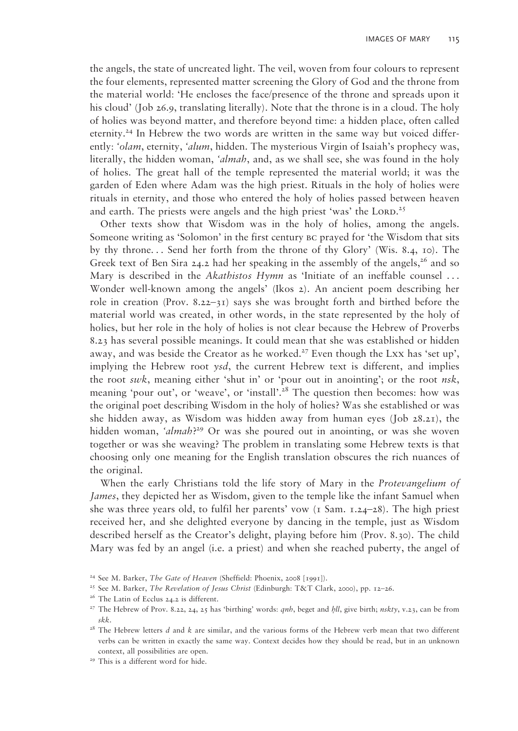the angels, the state of uncreated light. The veil, woven from four colours to represent the four elements, represented matter screening the Glory of God and the throne from the material world: 'He encloses the face/presence of the throne and spreads upon it his cloud' (Job 26.9, translating literally). Note that the throne is in a cloud. The holy of holies was beyond matter, and therefore beyond time: a hidden place, often called eternity.[24] In Hebrew the two words are written in the same way but voiced differently: *'olam*, eternity, *'alum*, hidden. The mysterious Virgin of Isaiah's prophecy was, literally, the hidden woman, *'almah*, and, as we shall see, she was found in the holy of holies. The great hall of the temple represented the material world; it was the garden of Eden where Adam was the high priest. Rituals in the holy of holies were rituals in eternity, and those who entered the holy of holies passed between heaven and earth. The priests were angels and the high priest 'was' the LORD.[25]

Other texts show that Wisdom was in the holy of holies, among the angels. Someone writing as 'Solomon' in the first century BC prayed for 'the Wisdom that sits by thy throne. . . Send her forth from the throne of thy Glory' (Wis. 8.4, 10). The Greek text of Ben Sira 24.2 had her speaking in the assembly of the angels,[26] and so Mary is described in the *Akathistos Hymn* as 'Initiate of an ineffable counsel . . . Wonder well-known among the angels' (Ikos 2). An ancient poem describing her role in creation (Prov. 8.22–31) says she was brought forth and birthed before the material world was created, in other words, in the state represented by the holy of holies, but her role in the holy of holies is not clear because the Hebrew of Proverbs 8.23 has several possible meanings. It could mean that she was established or hidden away, and was beside the Creator as he worked.[27] Even though the LXX has 'set up', implying the Hebrew root *ysd*, the current Hebrew text is different, and implies the root *swk*, meaning either 'shut in' or 'pour out in anointing'; or the root *nsk*, meaning 'pour out', or 'weave', or 'install'.[28] The question then becomes: how was the original poet describing Wisdom in the holy of holies? Was she established or was she hidden away, as Wisdom was hidden away from human eyes (Job 28.21), the hidden woman, *'almah*?[29] Or was she poured out in anointing, or was she woven together or was she weaving? The problem in translating some Hebrew texts is that choosing only one meaning for the English translation obscures the rich nuances of the original.

When the early Christians told the life story of Mary in the *Protevangelium of James*, they depicted her as Wisdom, given to the temple like the infant Samuel when she was three years old, to fulfil her parents' vow (1 Sam. 1.24–28). The high priest received her, and she delighted everyone by dancing in the temple, just as Wisdom described herself as the Creator's delight, playing before him (Prov. 8.30). The child Mary was fed by an angel (i.e. a priest) and when she reached puberty, the angel of

---

[24] See M. Barker, *The Gate of Heaven* (Sheffield: Phoenix, 2008 [1991]).

[25] See M. Barker, *The Revelation of Jesus Christ* (Edinburgh: T&T Clark, 2000), pp. 12–26.

[26] The Latin of Ecclus 24.2 is different.

[27] The Hebrew of Prov. 8.22, 24, 25 has 'birthing' words: *qnh*, beget and *ḥll*, give birth; *nskty*, v.23, can be from *skk*.

[28] The Hebrew letters *d* and *k* are similar, and the various forms of the Hebrew verb mean that two different verbs can be written in exactly the same way. Context decides how they should be read, but in an unknown context, all possibilities are open.

[29] This is a different word for hide.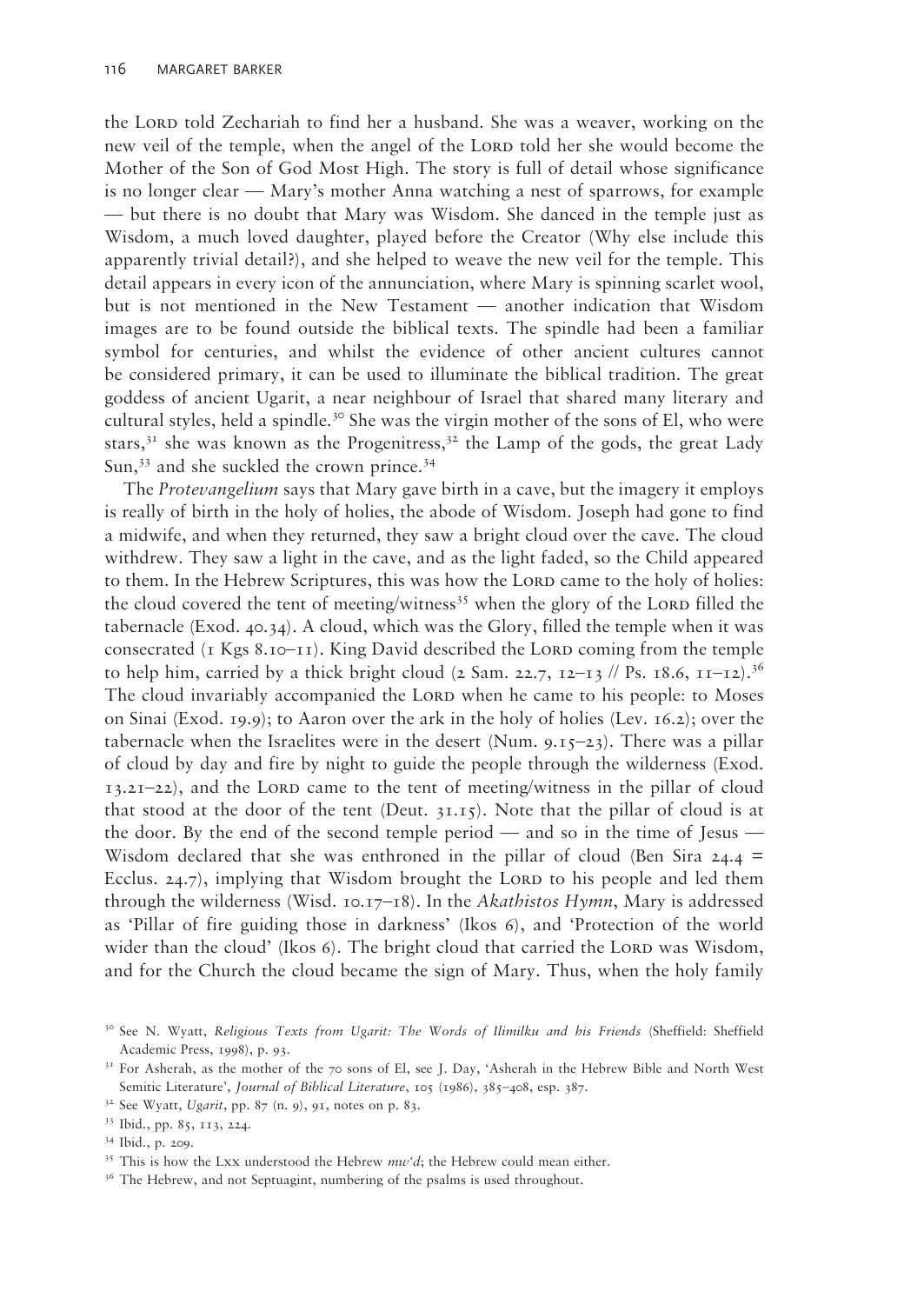the LORD told Zechariah to find her a husband. She was a weaver, working on the new veil of the temple, when the angel of the LORD told her she would become the Mother of the Son of God Most High. The story is full of detail whose significance is no longer clear — Mary's mother Anna watching a nest of sparrows, for example — but there is no doubt that Mary was Wisdom. She danced in the temple just as Wisdom, a much loved daughter, played before the Creator (Why else include this apparently trivial detail?), and she helped to weave the new veil for the temple. This detail appears in every icon of the annunciation, where Mary is spinning scarlet wool, but is not mentioned in the New Testament — another indication that Wisdom images are to be found outside the biblical texts. The spindle had been a familiar symbol for centuries, and whilst the evidence of other ancient cultures cannot be considered primary, it can be used to illuminate the biblical tradition. The great goddess of ancient Ugarit, a near neighbour of Israel that shared many literary and cultural styles, held a spindle.[30] She was the virgin mother of the sons of El, who were stars,[31] she was known as the Progenitress,[32] the Lamp of the gods, the great Lady Sun,[33] and she suckled the crown prince.[34]

The *Protevangelium* says that Mary gave birth in a cave, but the imagery it employs is really of birth in the holy of holies, the abode of Wisdom. Joseph had gone to find a midwife, and when they returned, they saw a bright cloud over the cave. The cloud withdrew. They saw a light in the cave, and as the light faded, so the Child appeared to them. In the Hebrew Scriptures, this was how the LORD came to the holy of holies: the cloud covered the tent of meeting/witness[35] when the glory of the LORD filled the tabernacle (Exod. 40.34). A cloud, which was the Glory, filled the temple when it was consecrated (1 Kgs 8.10–11). King David described the LORD coming from the temple to help him, carried by a thick bright cloud (2 Sam. 22.7, 12–13 // Ps. 18.6, 11–12).[36] The cloud invariably accompanied the LORD when he came to his people: to Moses on Sinai (Exod. 19.9); to Aaron over the ark in the holy of holies (Lev. 16.2); over the tabernacle when the Israelites were in the desert (Num. 9.15–23). There was a pillar of cloud by day and fire by night to guide the people through the wilderness (Exod. 13.21–22), and the LORD came to the tent of meeting/witness in the pillar of cloud that stood at the door of the tent (Deut. 31.15). Note that the pillar of cloud is at the door. By the end of the second temple period — and so in the time of Jesus — Wisdom declared that she was enthroned in the pillar of cloud (Ben Sira 24.4 = Ecclus. 24.7), implying that Wisdom brought the LORD to his people and led them through the wilderness (Wisd. 10.17–18). In the *Akathistos Hymn*, Mary is addressed as 'Pillar of fire guiding those in darkness' (Ikos 6), and 'Protection of the world wider than the cloud' (Ikos 6). The bright cloud that carried the LORD was Wisdom, and for the Church the cloud became the sign of Mary. Thus, when the holy family

[30] See N. Wyatt, *Religious Texts from Ugarit: The Words of Ilimilku and his Friends* (Sheffield: Sheffield Academic Press, 1998), p. 93.

[31] For Asherah, as the mother of the 70 sons of El, see J. Day, 'Asherah in the Hebrew Bible and North West Semitic Literature', *Journal of Biblical Literature*, 105 (1986), 385–408, esp. 387.

[32] See Wyatt, *Ugarit*, pp. 87 (n. 9), 91, notes on p. 83.

[33] Ibid., pp. 85, 113, 224.

[34] Ibid., p. 209.

[35] This is how the LXX understood the Hebrew *mw'd*; the Hebrew could mean either.

[36] The Hebrew, and not Septuagint, numbering of the psalms is used throughout.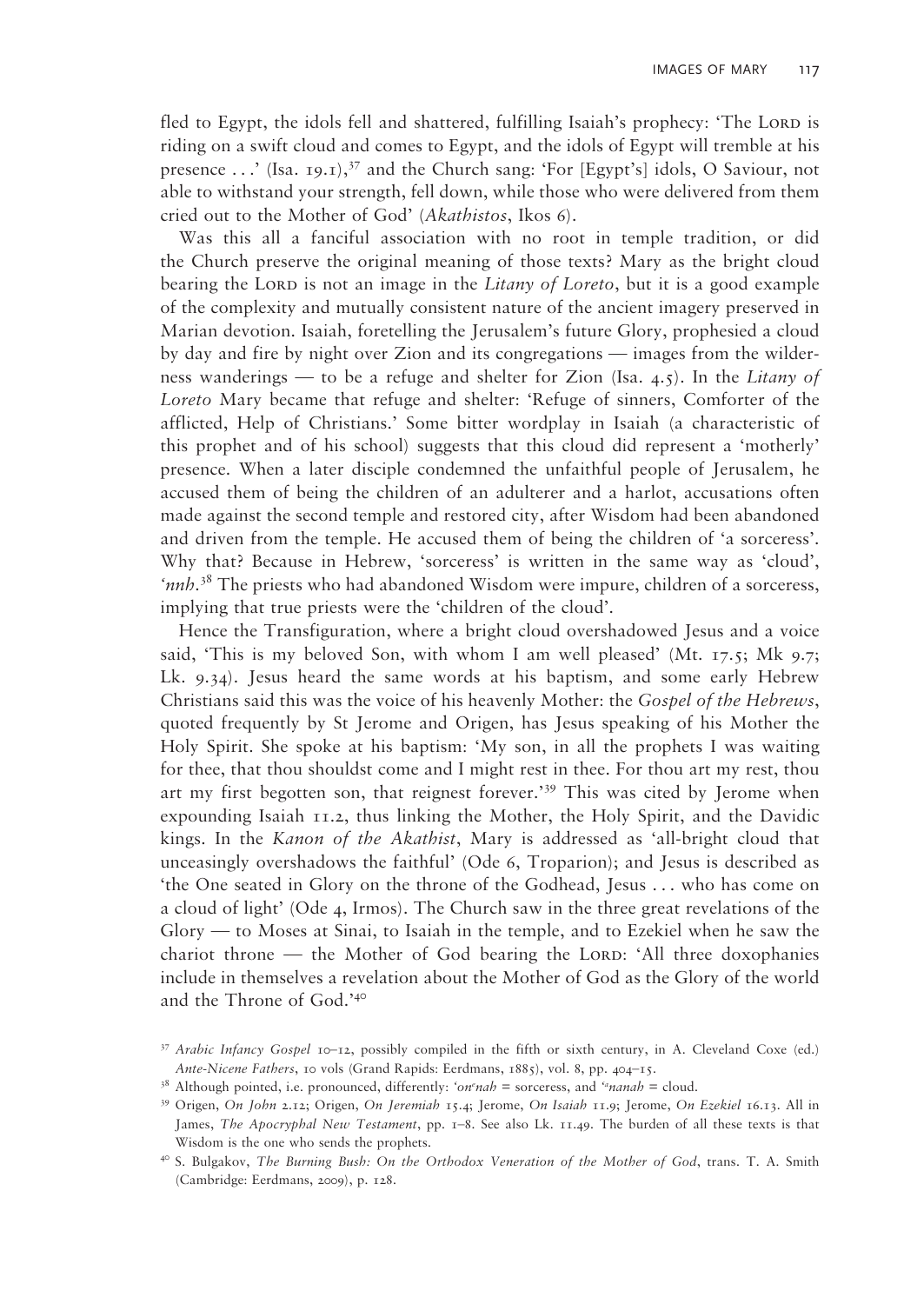fled to Egypt, the idols fell and shattered, fulfilling Isaiah's prophecy: 'The LORD is riding on a swift cloud and comes to Egypt, and the idols of Egypt will tremble at his presence . . .' (Isa. 19.1),[37] and the Church sang: 'For [Egypt's] idols, O Saviour, not able to withstand your strength, fell down, while those who were delivered from them cried out to the Mother of God' (*Akathistos*, Ikos 6).

Was this all a fanciful association with no root in temple tradition, or did the Church preserve the original meaning of those texts? Mary as the bright cloud bearing the LORD is not an image in the *Litany of Loreto*, but it is a good example of the complexity and mutually consistent nature of the ancient imagery preserved in Marian devotion. Isaiah, foretelling the Jerusalem's future Glory, prophesied a cloud by day and fire by night over Zion and its congregations — images from the wilderness wanderings — to be a refuge and shelter for Zion (Isa. 4.5). In the *Litany of Loreto* Mary became that refuge and shelter: 'Refuge of sinners, Comforter of the afflicted, Help of Christians.' Some bitter wordplay in Isaiah (a characteristic of this prophet and of his school) suggests that this cloud did represent a 'motherly' presence. When a later disciple condemned the unfaithful people of Jerusalem, he accused them of being the children of an adulterer and a harlot, accusations often made against the second temple and restored city, after Wisdom had been abandoned and driven from the temple. He accused them of being the children of 'a sorceress'. Why that? Because in Hebrew, 'sorceress' is written in the same way as 'cloud', *'nnh*.[38] The priests who had abandoned Wisdom were impure, children of a sorceress, implying that true priests were the 'children of the cloud'.

Hence the Transfiguration, where a bright cloud overshadowed Jesus and a voice said, 'This is my beloved Son, with whom I am well pleased' (Mt. 17.5; Mk 9.7; Lk. 9.34). Jesus heard the same words at his baptism, and some early Hebrew Christians said this was the voice of his heavenly Mother: the *Gospel of the Hebrews*, quoted frequently by St Jerome and Origen, has Jesus speaking of his Mother the Holy Spirit. She spoke at his baptism: 'My son, in all the prophets I was waiting for thee, that thou shouldst come and I might rest in thee. For thou art my rest, thou art my first begotten son, that reignest forever.'[39] This was cited by Jerome when expounding Isaiah 11.2, thus linking the Mother, the Holy Spirit, and the Davidic kings. In the *Kanon of the Akathist*, Mary is addressed as 'all-bright cloud that unceasingly overshadows the faithful' (Ode 6, Troparion); and Jesus is described as 'the One seated in Glory on the throne of the Godhead, Jesus . . . who has come on a cloud of light' (Ode 4, Irmos). The Church saw in the three great revelations of the Glory — to Moses at Sinai, to Isaiah in the temple, and to Ezekiel when he saw the chariot throne — the Mother of God bearing the LORD: 'All three doxophanies include in themselves a revelation about the Mother of God as the Glory of the world and the Throne of God.'[40]

[37] *Arabic Infancy Gospel* 10–12, possibly compiled in the fifth or sixth century, in A. Cleveland Coxe (ed.) *Ante-Nicene Fathers*, 10 vols (Grand Rapids: Eerdmans, 1885), vol. 8, pp. 404–15.

[38] Although pointed, i.e. pronounced, differently: *'onᵉnah* = sorceress, and *'ᵃnanah* = cloud.

[39] Origen, *On John* 2.12; Origen, *On Jeremiah* 15.4; Jerome, *On Isaiah* 11.9; Jerome, *On Ezekiel* 16.13. All in James, *The Apocryphal New Testament*, pp. 1–8. See also Lk. 11.49. The burden of all these texts is that Wisdom is the one who sends the prophets.

[40] S. Bulgakov, *The Burning Bush: On the Orthodox Veneration of the Mother of God*, trans. T. A. Smith (Cambridge: Eerdmans, 2009), p. 128.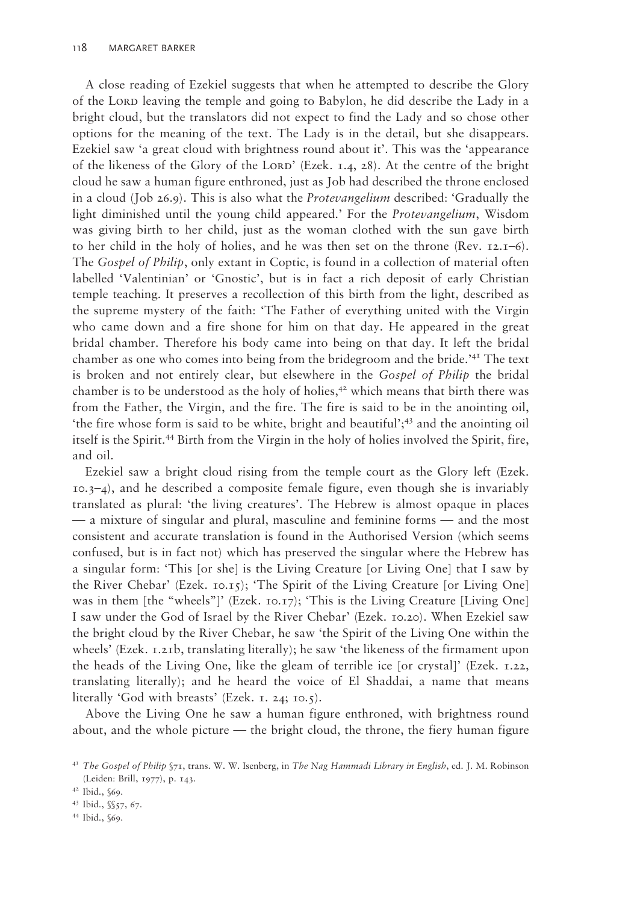A close reading of Ezekiel suggests that when he attempted to describe the Glory of the LORD leaving the temple and going to Babylon, he did describe the Lady in a bright cloud, but the translators did not expect to find the Lady and so chose other options for the meaning of the text. The Lady is in the detail, but she disappears. Ezekiel saw 'a great cloud with brightness round about it'. This was the 'appearance of the likeness of the Glory of the LORD' (Ezek. 1.4, 28). At the centre of the bright cloud he saw a human figure enthroned, just as Job had described the throne enclosed in a cloud (Job 26.9). This is also what the *Protevangelium* described: 'Gradually the light diminished until the young child appeared.' For the *Protevangelium*, Wisdom was giving birth to her child, just as the woman clothed with the sun gave birth to her child in the holy of holies, and he was then set on the throne (Rev. 12.1–6). The *Gospel of Philip*, only extant in Coptic, is found in a collection of material often labelled 'Valentinian' or 'Gnostic', but is in fact a rich deposit of early Christian temple teaching. It preserves a recollection of this birth from the light, described as the supreme mystery of the faith: 'The Father of everything united with the Virgin who came down and a fire shone for him on that day. He appeared in the great bridal chamber. Therefore his body came into being on that day. It left the bridal chamber as one who comes into being from the bridegroom and the bride.'[41] The text is broken and not entirely clear, but elsewhere in the *Gospel of Philip* the bridal chamber is to be understood as the holy of holies,[42] which means that birth there was from the Father, the Virgin, and the fire. The fire is said to be in the anointing oil, 'the fire whose form is said to be white, bright and beautiful';[43] and the anointing oil itself is the Spirit.[44] Birth from the Virgin in the holy of holies involved the Spirit, fire, and oil.

Ezekiel saw a bright cloud rising from the temple court as the Glory left (Ezek. 10.3–4), and he described a composite female figure, even though she is invariably translated as plural: 'the living creatures'. The Hebrew is almost opaque in places — a mixture of singular and plural, masculine and feminine forms — and the most consistent and accurate translation is found in the Authorised Version (which seems confused, but is in fact not) which has preserved the singular where the Hebrew has a singular form: 'This [or she] is the Living Creature [or Living One] that I saw by the River Chebar' (Ezek. 10.15); 'The Spirit of the Living Creature [or Living One] was in them [the "wheels"]' (Ezek. 10.17); 'This is the Living Creature [Living One] I saw under the God of Israel by the River Chebar' (Ezek. 10.20). When Ezekiel saw the bright cloud by the River Chebar, he saw 'the Spirit of the Living One within the wheels' (Ezek. 1.21b, translating literally); he saw 'the likeness of the firmament upon the heads of the Living One, like the gleam of terrible ice [or crystal]' (Ezek. 1.22, translating literally); and he heard the voice of El Shaddai, a name that means literally 'God with breasts' (Ezek. 1. 24; 10.5).

Above the Living One he saw a human figure enthroned, with brightness round about, and the whole picture — the bright cloud, the throne, the fiery human figure

[41] *The Gospel of Philip* §71, trans. W. W. Isenberg, in *The Nag Hammadi Library in English*, ed. J. M. Robinson (Leiden: Brill, 1977), p. 143.

[42] Ibid., §69.

[43] Ibid., §§57, 67.

[44] Ibid., §69.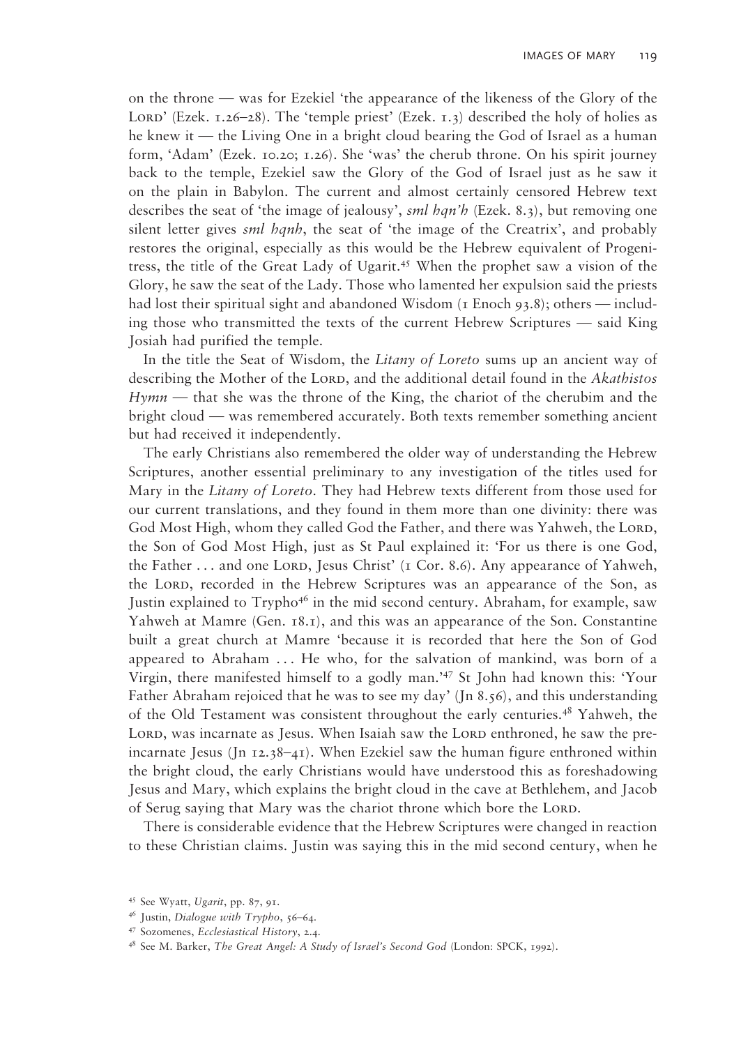on the throne — was for Ezekiel 'the appearance of the likeness of the Glory of the LORD' (Ezek. 1.26–28). The 'temple priest' (Ezek. 1.3) described the holy of holies as he knew it — the Living One in a bright cloud bearing the God of Israel as a human form, 'Adam' (Ezek. 10.20; 1.26). She 'was' the cherub throne. On his spirit journey back to the temple, Ezekiel saw the Glory of the God of Israel just as he saw it on the plain in Babylon. The current and almost certainly censored Hebrew text describes the seat of 'the image of jealousy', *sml hqn'h* (Ezek. 8.3), but removing one silent letter gives *sml hqnh*, the seat of 'the image of the Creatrix', and probably restores the original, especially as this would be the Hebrew equivalent of Progenitress, the title of the Great Lady of Ugarit.[45] When the prophet saw a vision of the Glory, he saw the seat of the Lady. Those who lamented her expulsion said the priests had lost their spiritual sight and abandoned Wisdom (1 Enoch 93.8); others — including those who transmitted the texts of the current Hebrew Scriptures — said King Josiah had purified the temple.

In the title the Seat of Wisdom, the *Litany of Loreto* sums up an ancient way of describing the Mother of the LORD, and the additional detail found in the *Akathistos Hymn* — that she was the throne of the King, the chariot of the cherubim and the bright cloud — was remembered accurately. Both texts remember something ancient but had received it independently.

The early Christians also remembered the older way of understanding the Hebrew Scriptures, another essential preliminary to any investigation of the titles used for Mary in the *Litany of Loreto*. They had Hebrew texts different from those used for our current translations, and they found in them more than one divinity: there was God Most High, whom they called God the Father, and there was Yahweh, the LORD, the Son of God Most High, just as St Paul explained it: 'For us there is one God, the Father . . . and one LORD, Jesus Christ' (1 Cor. 8.6). Any appearance of Yahweh, the LORD, recorded in the Hebrew Scriptures was an appearance of the Son, as Justin explained to Trypho[46] in the mid second century. Abraham, for example, saw Yahweh at Mamre (Gen. 18.1), and this was an appearance of the Son. Constantine built a great church at Mamre 'because it is recorded that here the Son of God appeared to Abraham . . . He who, for the salvation of mankind, was born of a Virgin, there manifested himself to a godly man.'[47] St John had known this: 'Your Father Abraham rejoiced that he was to see my day' (Jn 8.56), and this understanding of the Old Testament was consistent throughout the early centuries.[48] Yahweh, the LORD, was incarnate as Jesus. When Isaiah saw the LORD enthroned, he saw the pre-incarnate Jesus (Jn 12.38–41). When Ezekiel saw the human figure enthroned within the bright cloud, the early Christians would have understood this as foreshadowing Jesus and Mary, which explains the bright cloud in the cave at Bethlehem, and Jacob of Serug saying that Mary was the chariot throne which bore the LORD.

There is considerable evidence that the Hebrew Scriptures were changed in reaction to these Christian claims. Justin was saying this in the mid second century, when he

[45] See Wyatt, *Ugarit*, pp. 87, 91.

[46] Justin, *Dialogue with Trypho*, 56–64.

[47] Sozomenes, *Ecclesiastical History*, 2.4.

[48] See M. Barker, *The Great Angel: A Study of Israel's Second God* (London: SPCK, 1992).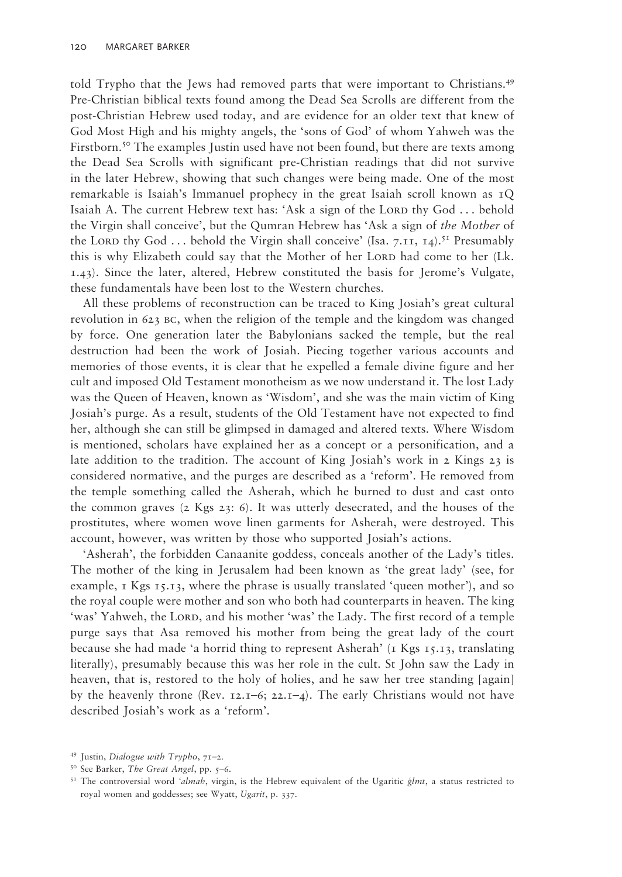told Trypho that the Jews had removed parts that were important to Christians.[49] Pre-Christian biblical texts found among the Dead Sea Scrolls are different from the post-Christian Hebrew used today, and are evidence for an older text that knew of God Most High and his mighty angels, the 'sons of God' of whom Yahweh was the Firstborn.[50] The examples Justin used have not been found, but there are texts among the Dead Sea Scrolls with significant pre-Christian readings that did not survive in the later Hebrew, showing that such changes were being made. One of the most remarkable is Isaiah's Immanuel prophecy in the great Isaiah scroll known as 1Q Isaiah A. The current Hebrew text has: 'Ask a sign of the LORD thy God . . . behold the Virgin shall conceive', but the Qumran Hebrew has 'Ask a sign of *the Mother* of the LORD thy God . . . behold the Virgin shall conceive' (Isa. 7.11, 14).[51] Presumably this is why Elizabeth could say that the Mother of her LORD had come to her (Lk. 1.43). Since the later, altered, Hebrew constituted the basis for Jerome's Vulgate, these fundamentals have been lost to the Western churches.

All these problems of reconstruction can be traced to King Josiah's great cultural revolution in 623 BC, when the religion of the temple and the kingdom was changed by force. One generation later the Babylonians sacked the temple, but the real destruction had been the work of Josiah. Piecing together various accounts and memories of those events, it is clear that he expelled a female divine figure and her cult and imposed Old Testament monotheism as we now understand it. The lost Lady was the Queen of Heaven, known as 'Wisdom', and she was the main victim of King Josiah's purge. As a result, students of the Old Testament have not expected to find her, although she can still be glimpsed in damaged and altered texts. Where Wisdom is mentioned, scholars have explained her as a concept or a personification, and a late addition to the tradition. The account of King Josiah's work in 2 Kings 23 is considered normative, and the purges are described as a 'reform'. He removed from the temple something called the Asherah, which he burned to dust and cast onto the common graves (2 Kgs 23: 6). It was utterly desecrated, and the houses of the prostitutes, where women wove linen garments for Asherah, were destroyed. This account, however, was written by those who supported Josiah's actions.

'Asherah', the forbidden Canaanite goddess, conceals another of the Lady's titles. The mother of the king in Jerusalem had been known as 'the great lady' (see, for example, 1 Kgs 15.13, where the phrase is usually translated 'queen mother'), and so the royal couple were mother and son who both had counterparts in heaven. The king 'was' Yahweh, the LORD, and his mother 'was' the Lady. The first record of a temple purge says that Asa removed his mother from being the great lady of the court because she had made 'a horrid thing to represent Asherah' (1 Kgs 15.13, translating literally), presumably because this was her role in the cult. St John saw the Lady in heaven, that is, restored to the holy of holies, and he saw her tree standing [again] by the heavenly throne (Rev. 12.1–6; 22.1–4). The early Christians would not have described Josiah's work as a 'reform'.

[49] Justin, *Dialogue with Trypho*, 71–2.

[50] See Barker, *The Great Angel*, pp. 5–6.

[51] The controversial word *'almah*, virgin, is the Hebrew equivalent of the Ugaritic *ġlmt*, a status restricted to royal women and goddesses; see Wyatt, *Ugarit*, p. 337.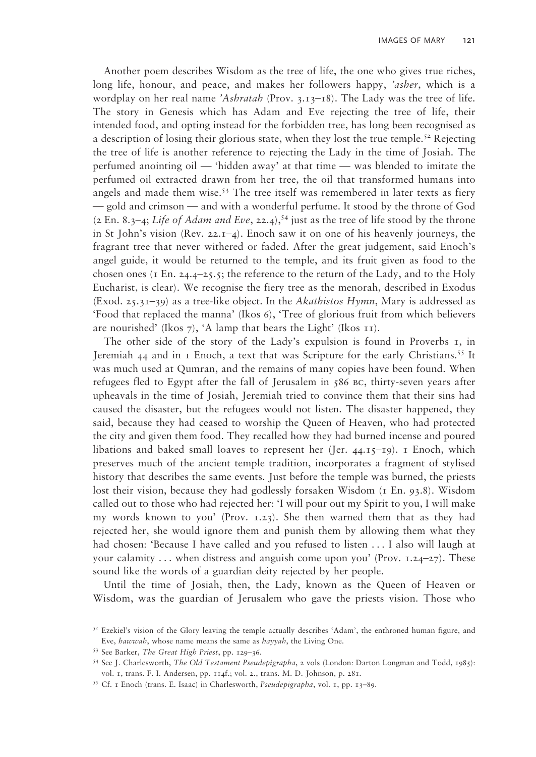Another poem describes Wisdom as the tree of life, the one who gives true riches, long life, honour, and peace, and makes her followers happy, *'asher*, which is a wordplay on her real name *'Ashratah* (Prov. 3.13–18). The Lady was the tree of life. The story in Genesis which has Adam and Eve rejecting the tree of life, their intended food, and opting instead for the forbidden tree, has long been recognised as a description of losing their glorious state, when they lost the true temple.[52] Rejecting the tree of life is another reference to rejecting the Lady in the time of Josiah. The perfumed anointing oil — 'hidden away' at that time — was blended to imitate the perfumed oil extracted drawn from her tree, the oil that transformed humans into angels and made them wise.[53] The tree itself was remembered in later texts as fiery — gold and crimson — and with a wonderful perfume. It stood by the throne of God (2 En. 8.3–4; *Life of Adam and Eve*, 22.4),[54] just as the tree of life stood by the throne in St John's vision (Rev. 22.1–4). Enoch saw it on one of his heavenly journeys, the fragrant tree that never withered or faded. After the great judgement, said Enoch's angel guide, it would be returned to the temple, and its fruit given as food to the chosen ones (1 En. 24.4–25.5; the reference to the return of the Lady, and to the Holy Eucharist, is clear). We recognise the fiery tree as the menorah, described in Exodus (Exod. 25.31–39) as a tree-like object. In the *Akathistos Hymn*, Mary is addressed as 'Food that replaced the manna' (Ikos 6), 'Tree of glorious fruit from which believers are nourished' (Ikos 7), 'A lamp that bears the Light' (Ikos 11).

The other side of the story of the Lady's expulsion is found in Proverbs 1, in Jeremiah 44 and in 1 Enoch, a text that was Scripture for the early Christians.[55] It was much used at Qumran, and the remains of many copies have been found. When refugees fled to Egypt after the fall of Jerusalem in 586 BC, thirty-seven years after upheavals in the time of Josiah, Jeremiah tried to convince them that their sins had caused the disaster, but the refugees would not listen. The disaster happened, they said, because they had ceased to worship the Queen of Heaven, who had protected the city and given them food. They recalled how they had burned incense and poured libations and baked small loaves to represent her (Jer. 44.15–19). 1 Enoch, which preserves much of the ancient temple tradition, incorporates a fragment of stylised history that describes the same events. Just before the temple was burned, the priests lost their vision, because they had godlessly forsaken Wisdom (1 En. 93.8). Wisdom called out to those who had rejected her: 'I will pour out my Spirit to you, I will make my words known to you' (Prov. 1.23). She then warned them that as they had rejected her, she would ignore them and punish them by allowing them what they had chosen: 'Because I have called and you refused to listen . . . I also will laugh at your calamity . . . when distress and anguish come upon you' (Prov. 1.24–27). These sound like the words of a guardian deity rejected by her people.

Until the time of Josiah, then, the Lady, known as the Queen of Heaven or Wisdom, was the guardian of Jerusalem who gave the priests vision. Those who

[52] Ezekiel's vision of the Glory leaving the temple actually describes 'Adam', the enthroned human figure, and Eve, *hawwah*, whose name means the same as *hayyah*, the Living One.

[53] See Barker, *The Great High Priest*, pp. 129–36.

[54] See J. Charlesworth, *The Old Testament Pseudepigrapha*, 2 vols (London: Darton Longman and Todd, 1985): vol. 1, trans. F. I. Andersen, pp. 114f.; vol. 2., trans. M. D. Johnson, p. 281.

[55] Cf. 1 Enoch (trans. E. Isaac) in Charlesworth, *Pseudepigrapha*, vol. 1, pp. 13–89.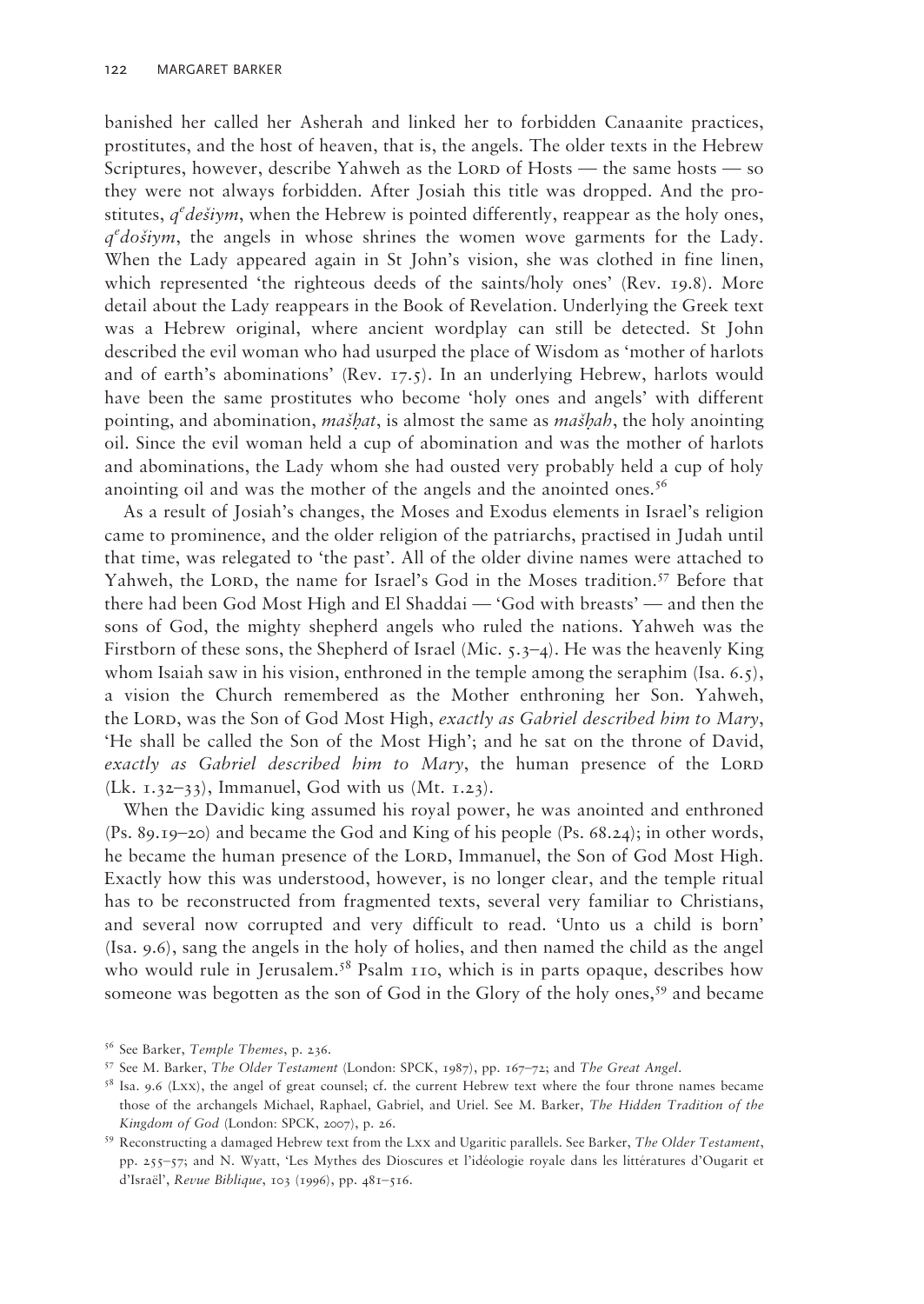banished her called her Asherah and linked her to forbidden Canaanite practices, prostitutes, and the host of heaven, that is, the angels. The older texts in the Hebrew Scriptures, however, describe Yahweh as the LORD of Hosts — the same hosts — so they were not always forbidden. After Josiah this title was dropped. And the prostitutes, *q^edešiym*, when the Hebrew is pointed differently, reappear as the holy ones, *q^edošiym*, the angels in whose shrines the women wove garments for the Lady. When the Lady appeared again in St John's vision, she was clothed in fine linen, which represented 'the righteous deeds of the saints/holy ones' (Rev. 19.8). More detail about the Lady reappears in the Book of Revelation. Underlying the Greek text was a Hebrew original, where ancient wordplay can still be detected. St John described the evil woman who had usurped the place of Wisdom as 'mother of harlots and of earth's abominations' (Rev. 17.5). In an underlying Hebrew, harlots would have been the same prostitutes who become 'holy ones and angels' with different pointing, and abomination, *mašḥat*, is almost the same as *mašḥah*, the holy anointing oil. Since the evil woman held a cup of abomination and was the mother of harlots and abominations, the Lady whom she had ousted very probably held a cup of holy anointing oil and was the mother of the angels and the anointed ones.[56]

As a result of Josiah's changes, the Moses and Exodus elements in Israel's religion came to prominence, and the older religion of the patriarchs, practised in Judah until that time, was relegated to 'the past'. All of the older divine names were attached to Yahweh, the LORD, the name for Israel's God in the Moses tradition.[57] Before that there had been God Most High and El Shaddai — 'God with breasts' — and then the sons of God, the mighty shepherd angels who ruled the nations. Yahweh was the Firstborn of these sons, the Shepherd of Israel (Mic. 5.3–4). He was the heavenly King whom Isaiah saw in his vision, enthroned in the temple among the seraphim (Isa. 6.5), a vision the Church remembered as the Mother enthroning her Son. Yahweh, the LORD, was the Son of God Most High, *exactly as Gabriel described him to Mary*, 'He shall be called the Son of the Most High'; and he sat on the throne of David, *exactly as Gabriel described him to Mary*, the human presence of the LORD (Lk. 1.32–33), Immanuel, God with us (Mt. 1.23).

When the Davidic king assumed his royal power, he was anointed and enthroned (Ps. 89.19–20) and became the God and King of his people (Ps. 68.24); in other words, he became the human presence of the LORD, Immanuel, the Son of God Most High. Exactly how this was understood, however, is no longer clear, and the temple ritual has to be reconstructed from fragmented texts, several very familiar to Christians, and several now corrupted and very difficult to read. 'Unto us a child is born' (Isa. 9.6), sang the angels in the holy of holies, and then named the child as the angel who would rule in Jerusalem.[58] Psalm 110, which is in parts opaque, describes how someone was begotten as the son of God in the Glory of the holy ones,[59] and became

---

[56] See Barker, *Temple Themes*, p. 236.

[57] See M. Barker, *The Older Testament* (London: SPCK, 1987), pp. 167–72; and *The Great Angel*.

[58] Isa. 9.6 (LXX), the angel of great counsel; cf. the current Hebrew text where the four throne names became those of the archangels Michael, Raphael, Gabriel, and Uriel. See M. Barker, *The Hidden Tradition of the Kingdom of God* (London: SPCK, 2007), p. 26.

[59] Reconstructing a damaged Hebrew text from the LXX and Ugaritic parallels. See Barker, *The Older Testament*, pp. 255–57; and N. Wyatt, 'Les Mythes des Dioscures et l'idéologie royale dans les littératures d'Ougarit et d'Israël', *Revue Biblique*, 103 (1996), pp. 481–516.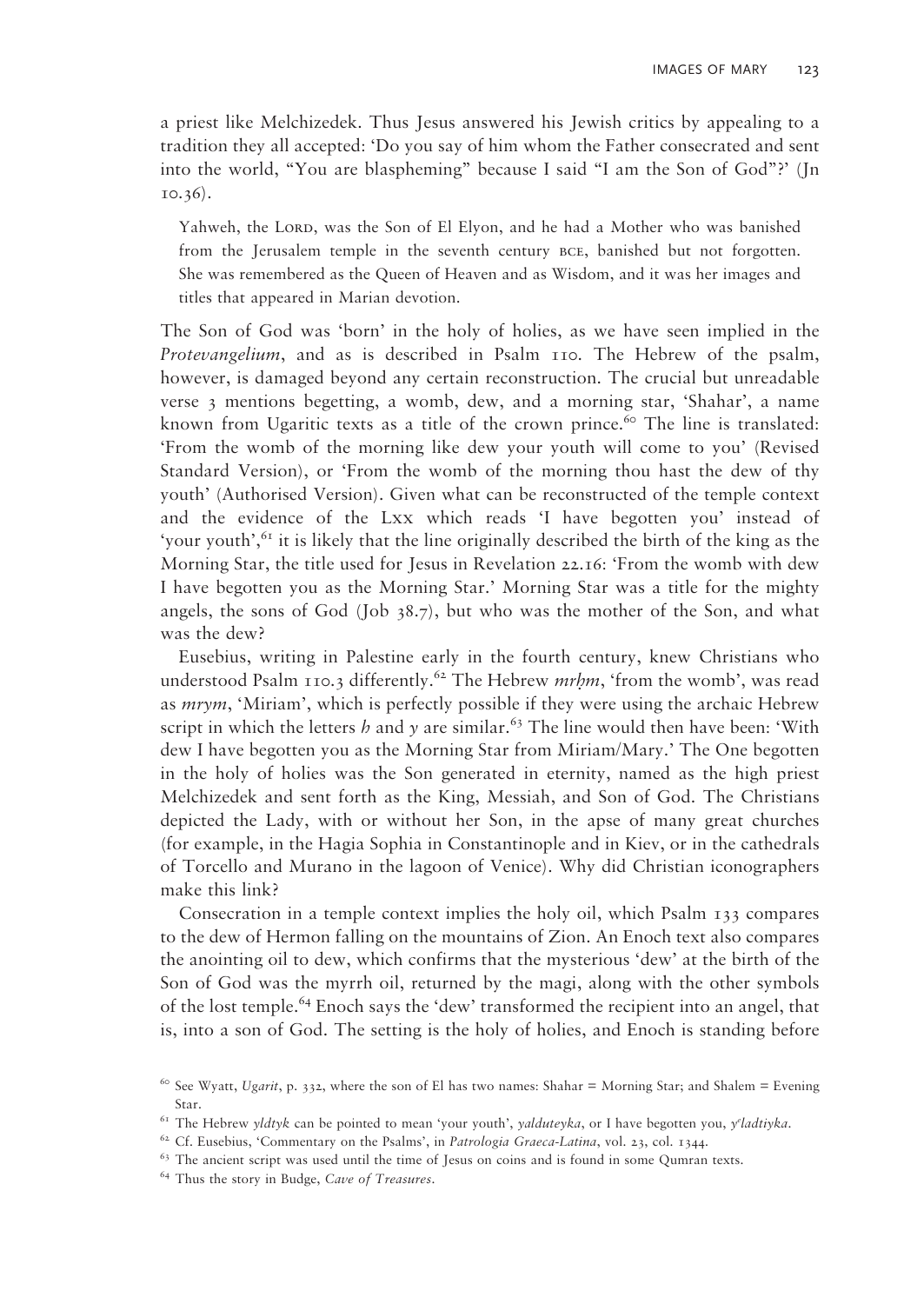a priest like Melchizedek. Thus Jesus answered his Jewish critics by appealing to a tradition they all accepted: 'Do you say of him whom the Father consecrated and sent into the world, "You are blaspheming" because I said "I am the Son of God"?' (Jn 10.36).

> Yahweh, the LORD, was the Son of El Elyon, and he had a Mother who was banished from the Jerusalem temple in the seventh century BCE, banished but not forgotten. She was remembered as the Queen of Heaven and as Wisdom, and it was her images and titles that appeared in Marian devotion.

The Son of God was 'born' in the holy of holies, as we have seen implied in the *Protevangelium*, and as is described in Psalm 110. The Hebrew of the psalm, however, is damaged beyond any certain reconstruction. The crucial but unreadable verse 3 mentions begetting, a womb, dew, and a morning star, 'Shahar', a name known from Ugaritic texts as a title of the crown prince.[60] The line is translated: 'From the womb of the morning like dew your youth will come to you' (Revised Standard Version), or 'From the womb of the morning thou hast the dew of thy youth' (Authorised Version). Given what can be reconstructed of the temple context and the evidence of the LXX which reads 'I have begotten you' instead of 'your youth',[61] it is likely that the line originally described the birth of the king as the Morning Star, the title used for Jesus in Revelation 22.16: 'From the womb with dew I have begotten you as the Morning Star.' Morning Star was a title for the mighty angels, the sons of God (Job 38.7), but who was the mother of the Son, and what was the dew?

Eusebius, writing in Palestine early in the fourth century, knew Christians who understood Psalm 110.3 differently.[62] The Hebrew *mrḥm*, 'from the womb', was read as *mrym*, 'Miriam', which is perfectly possible if they were using the archaic Hebrew script in which the letters *h* and *y* are similar.[63] The line would then have been: 'With dew I have begotten you as the Morning Star from Miriam/Mary.' The One begotten in the holy of holies was the Son generated in eternity, named as the high priest Melchizedek and sent forth as the King, Messiah, and Son of God. The Christians depicted the Lady, with or without her Son, in the apse of many great churches (for example, in the Hagia Sophia in Constantinople and in Kiev, or in the cathedrals of Torcello and Murano in the lagoon of Venice). Why did Christian iconographers make this link?

Consecration in a temple context implies the holy oil, which Psalm 133 compares to the dew of Hermon falling on the mountains of Zion. An Enoch text also compares the anointing oil to dew, which confirms that the mysterious 'dew' at the birth of the Son of God was the myrrh oil, returned by the magi, along with the other symbols of the lost temple.[64] Enoch says the 'dew' transformed the recipient into an angel, that is, into a son of God. The setting is the holy of holies, and Enoch is standing before

---

[60] See Wyatt, *Ugarit*, p. 332, where the son of El has two names: Shahar = Morning Star; and Shalem = Evening Star.

[61] The Hebrew *yldtyk* can be pointed to mean 'your youth', *yalduteyka*, or I have begotten you, *y^eladtiyka*.

[62] Cf. Eusebius, 'Commentary on the Psalms', in *Patrologia Graeca-Latina*, vol. 23, col. 1344.

[63] The ancient script was used until the time of Jesus on coins and is found in some Qumran texts.

[64] Thus the story in Budge, *Cave of Treasures*.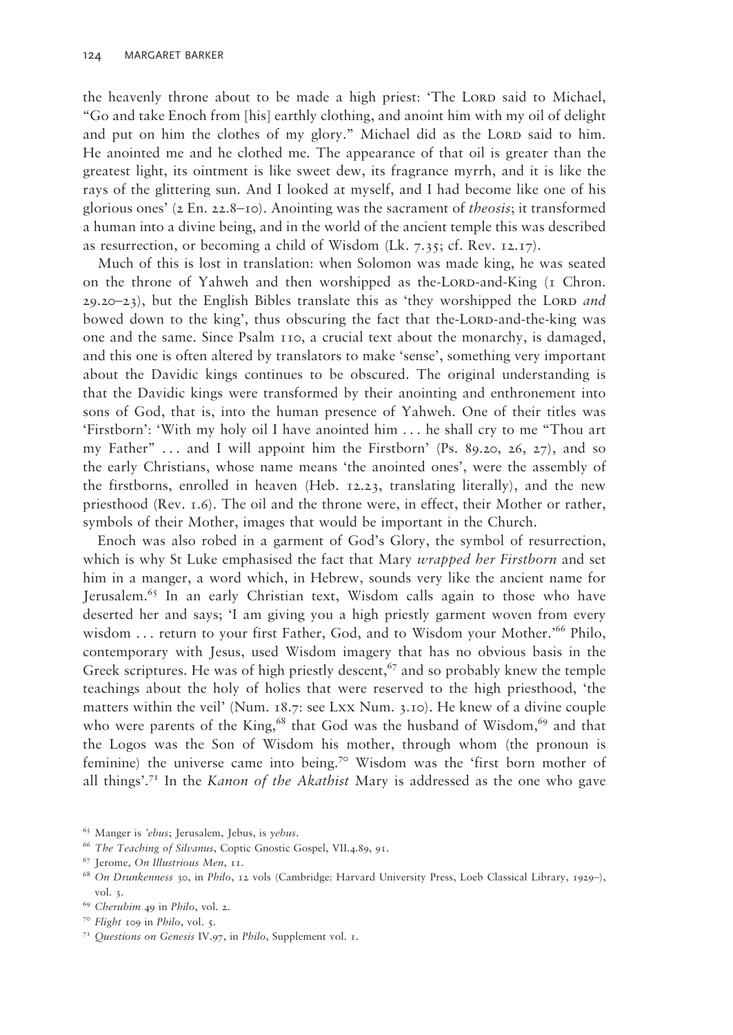the heavenly throne about to be made a high priest: 'The LORD said to Michael, "Go and take Enoch from [his] earthly clothing, and anoint him with my oil of delight and put on him the clothes of my glory." Michael did as the LORD said to him. He anointed me and he clothed me. The appearance of that oil is greater than the greatest light, its ointment is like sweet dew, its fragrance myrrh, and it is like the rays of the glittering sun. And I looked at myself, and I had become like one of his glorious ones' (2 En. 22.8–10). Anointing was the sacrament of *theosis*; it transformed a human into a divine being, and in the world of the ancient temple this was described as resurrection, or becoming a child of Wisdom (Lk. 7.35; cf. Rev. 12.17).

Much of this is lost in translation: when Solomon was made king, he was seated on the throne of Yahweh and then worshipped as the-LORD-and-King (1 Chron. 29.20–23), but the English Bibles translate this as 'they worshipped the LORD *and* bowed down to the king', thus obscuring the fact that the-LORD-and-the-king was one and the same. Since Psalm 110, a crucial text about the monarchy, is damaged, and this one is often altered by translators to make 'sense', something very important about the Davidic kings continues to be obscured. The original understanding is that the Davidic kings were transformed by their anointing and enthronement into sons of God, that is, into the human presence of Yahweh. One of their titles was 'Firstborn': 'With my holy oil I have anointed him . . . he shall cry to me "Thou art my Father" . . . and I will appoint him the Firstborn' (Ps. 89.20, 26, 27), and so the early Christians, whose name means 'the anointed ones', were the assembly of the firstborns, enrolled in heaven (Heb. 12.23, translating literally), and the new priesthood (Rev. 1.6). The oil and the throne were, in effect, their Mother or rather, symbols of their Mother, images that would be important in the Church.

Enoch was also robed in a garment of God's Glory, the symbol of resurrection, which is why St Luke emphasised the fact that Mary *wrapped her Firstborn* and set him in a manger, a word which, in Hebrew, sounds very like the ancient name for Jerusalem.[65] In an early Christian text, Wisdom calls again to those who have deserted her and says; 'I am giving you a high priestly garment woven from every wisdom . . . return to your first Father, God, and to Wisdom your Mother.'[66] Philo, contemporary with Jesus, used Wisdom imagery that has no obvious basis in the Greek scriptures. He was of high priestly descent,[67] and so probably knew the temple teachings about the holy of holies that were reserved to the high priesthood, 'the matters within the veil' (Num. 18.7: see LXX Num. 3.10). He knew of a divine couple who were parents of the King,[68] that God was the husband of Wisdom,[69] and that the Logos was the Son of Wisdom his mother, through whom (the pronoun is feminine) the universe came into being.[70] Wisdom was the 'first born mother of all things'.[71] In the *Kanon of the Akathist* Mary is addressed as the one who gave

[65] Manger is *'ebus*; Jerusalem, Jebus, is *yebus*.

[66] *The Teaching of Silvanus*, Coptic Gnostic Gospel, VII.4.89, 91.

[67] Jerome, *On Illustrious Men*, 11.

[68] *On Drunkenness* 30, in *Philo*, 12 vols (Cambridge: Harvard University Press, Loeb Classical Library, 1929–), vol. 3.

[69] *Cherubim* 49 in *Philo*, vol. 2.

[70] *Flight* 109 in *Philo*, vol. 5.

[71] *Questions on Genesis* IV.97, in *Philo*, Supplement vol. 1.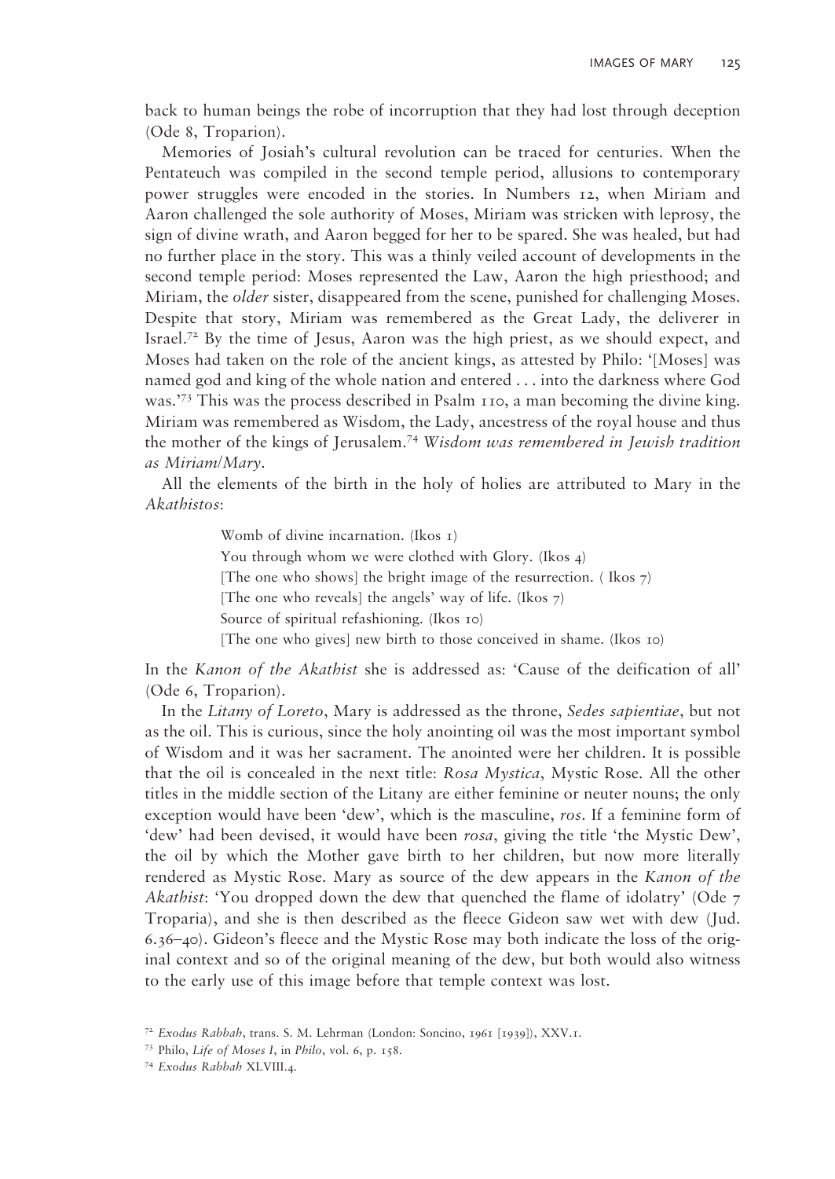back to human beings the robe of incorruption that they had lost through deception (Ode 8, Troparion).

Memories of Josiah's cultural revolution can be traced for centuries. When the Pentateuch was compiled in the second temple period, allusions to contemporary power struggles were encoded in the stories. In Numbers 12, when Miriam and Aaron challenged the sole authority of Moses, Miriam was stricken with leprosy, the sign of divine wrath, and Aaron begged for her to be spared. She was healed, but had no further place in the story. This was a thinly veiled account of developments in the second temple period: Moses represented the Law, Aaron the high priesthood; and Miriam, the *older* sister, disappeared from the scene, punished for challenging Moses. Despite that story, Miriam was remembered as the Great Lady, the deliverer in Israel.[72] By the time of Jesus, Aaron was the high priest, as we should expect, and Moses had taken on the role of the ancient kings, as attested by Philo: '[Moses] was named god and king of the whole nation and entered . . . into the darkness where God was.'[73] This was the process described in Psalm 110, a man becoming the divine king. Miriam was remembered as Wisdom, the Lady, ancestress of the royal house and thus the mother of the kings of Jerusalem.[74] *Wisdom was remembered in Jewish tradition as Miriam/Mary.*

All the elements of the birth in the holy of holies are attributed to Mary in the *Akathistos*:

> Womb of divine incarnation. (Ikos 1)
> You through whom we were clothed with Glory. (Ikos 4)
> [The one who shows] the bright image of the resurrection. ( Ikos 7)
> [The one who reveals] the angels' way of life. (Ikos 7)
> Source of spiritual refashioning. (Ikos 10)
> [The one who gives] new birth to those conceived in shame. (Ikos 10)

In the *Kanon of the Akathist* she is addressed as: 'Cause of the deification of all' (Ode 6, Troparion).

In the *Litany of Loreto*, Mary is addressed as the throne, *Sedes sapientiae*, but not as the oil. This is curious, since the holy anointing oil was the most important symbol of Wisdom and it was her sacrament. The anointed were her children. It is possible that the oil is concealed in the next title: *Rosa Mystica*, Mystic Rose. All the other titles in the middle section of the Litany are either feminine or neuter nouns; the only exception would have been 'dew', which is the masculine, *ros*. If a feminine form of 'dew' had been devised, it would have been *rosa*, giving the title 'the Mystic Dew', the oil by which the Mother gave birth to her children, but now more literally rendered as Mystic Rose. Mary as source of the dew appears in the *Kanon of the Akathist*: 'You dropped down the dew that quenched the flame of idolatry' (Ode 7 Troparia), and she is then described as the fleece Gideon saw wet with dew (Jud. 6.36–40). Gideon's fleece and the Mystic Rose may both indicate the loss of the original context and so of the original meaning of the dew, but both would also witness to the early use of this image before that temple context was lost.

[72] *Exodus Rabbah*, trans. S. M. Lehrman (London: Soncino, 1961 [1939]), XXV.1.

[73] Philo, *Life of Moses I*, in *Philo*, vol. 6, p. 158.

[74] *Exodus Rabbah* XLVIII.4.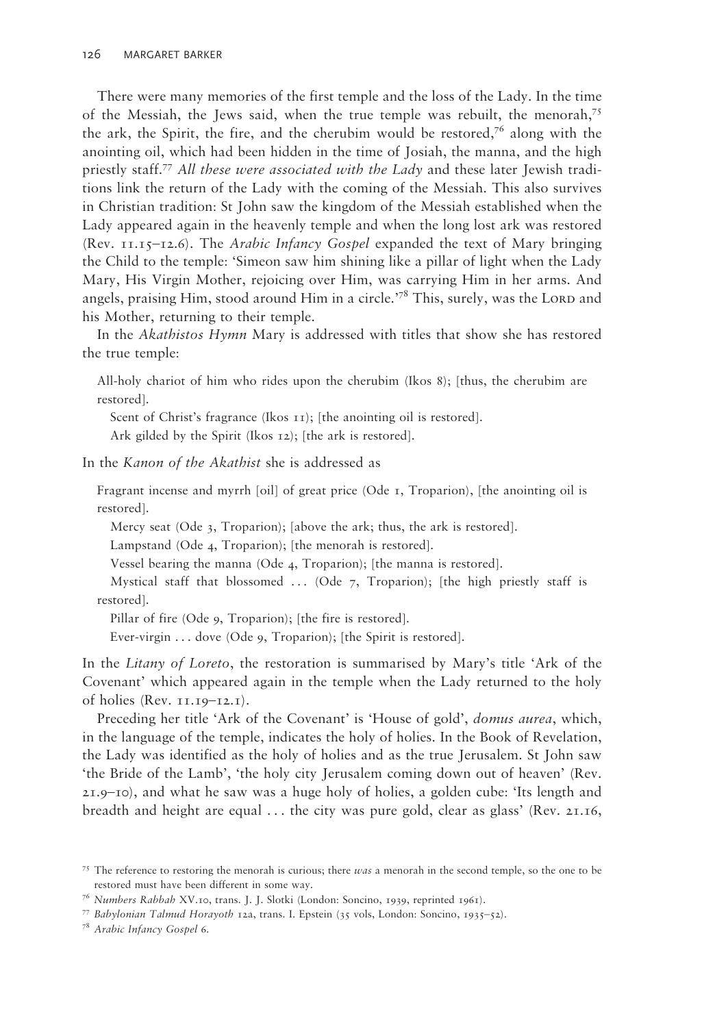There were many memories of the first temple and the loss of the Lady. In the time of the Messiah, the Jews said, when the true temple was rebuilt, the menorah,[75] the ark, the Spirit, the fire, and the cherubim would be restored,[76] along with the anointing oil, which had been hidden in the time of Josiah, the manna, and the high priestly staff.[77] *All these were associated with the Lady* and these later Jewish traditions link the return of the Lady with the coming of the Messiah. This also survives in Christian tradition: St John saw the kingdom of the Messiah established when the Lady appeared again in the heavenly temple and when the long lost ark was restored (Rev. 11.15–12.6). The *Arabic Infancy Gospel* expanded the text of Mary bringing the Child to the temple: 'Simeon saw him shining like a pillar of light when the Lady Mary, His Virgin Mother, rejoicing over Him, was carrying Him in her arms. And angels, praising Him, stood around Him in a circle.'[78] This, surely, was the Lord and his Mother, returning to their temple.

In the *Akathistos Hymn* Mary is addressed with titles that show she has restored the true temple:

> All-holy chariot of him who rides upon the cherubim (Ikos 8); [thus, the cherubim are restored].
>
> Scent of Christ's fragrance (Ikos 11); [the anointing oil is restored].
>
> Ark gilded by the Spirit (Ikos 12); [the ark is restored].

In the *Kanon of the Akathist* she is addressed as

> Fragrant incense and myrrh [oil] of great price (Ode 1, Troparion), [the anointing oil is restored].
>
> Mercy seat (Ode 3, Troparion); [above the ark; thus, the ark is restored].
>
> Lampstand (Ode 4, Troparion); [the menorah is restored].
>
> Vessel bearing the manna (Ode 4, Troparion); [the manna is restored].
>
> Mystical staff that blossomed ... (Ode 7, Troparion); [the high priestly staff is restored].
>
> Pillar of fire (Ode 9, Troparion); [the fire is restored].
>
> Ever-virgin ... dove (Ode 9, Troparion); [the Spirit is restored].

In the *Litany of Loreto*, the restoration is summarised by Mary's title 'Ark of the Covenant' which appeared again in the temple when the Lady returned to the holy of holies (Rev. 11.19–12.1).

Preceding her title 'Ark of the Covenant' is 'House of gold', *domus aurea*, which, in the language of the temple, indicates the holy of holies. In the Book of Revelation, the Lady was identified as the holy of holies and as the true Jerusalem. St John saw 'the Bride of the Lamb', 'the holy city Jerusalem coming down out of heaven' (Rev. 21.9–10), and what he saw was a huge holy of holies, a golden cube: 'Its length and breadth and height are equal ... the city was pure gold, clear as glass' (Rev. 21.16,

[75] The reference to restoring the menorah is curious; there *was* a menorah in the second temple, so the one to be restored must have been different in some way.

[76] *Numbers Rabbah* XV.10, trans. J. J. Slotki (London: Soncino, 1939, reprinted 1961).

[77] *Babylonian Talmud Horayoth* 12a, trans. I. Epstein (35 vols, London: Soncino, 1935–52).

[78] *Arabic Infancy Gospel* 6.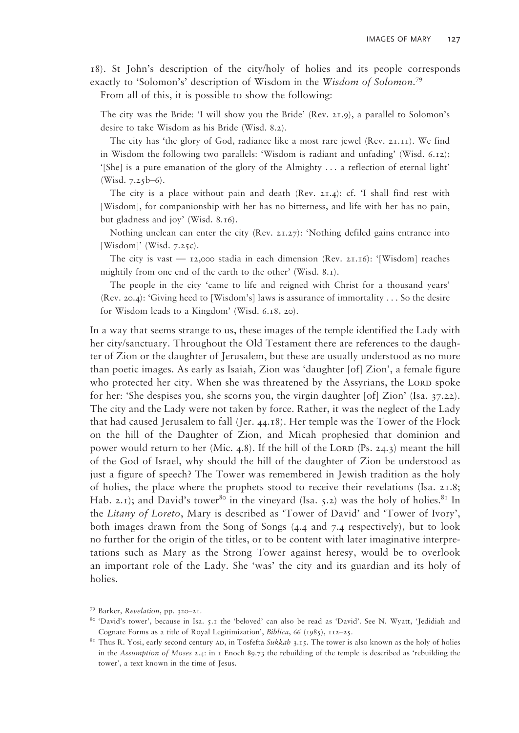18). St John's description of the city/holy of holies and its people corresponds exactly to 'Solomon's' description of Wisdom in the *Wisdom of Solomon*.[79]

From all of this, it is possible to show the following:

> The city was the Bride: 'I will show you the Bride' (Rev. 21.9), a parallel to Solomon's desire to take Wisdom as his Bride (Wisd. 8.2).
>
> The city has 'the glory of God, radiance like a most rare jewel (Rev. 21.11). We find in Wisdom the following two parallels: 'Wisdom is radiant and unfading' (Wisd. 6.12); '[She] is a pure emanation of the glory of the Almighty . . . a reflection of eternal light' (Wisd. 7.25b–6).
>
> The city is a place without pain and death (Rev. 21.4): cf. 'I shall find rest with [Wisdom], for companionship with her has no bitterness, and life with her has no pain, but gladness and joy' (Wisd. 8.16).
>
> Nothing unclean can enter the city (Rev. 21.27): 'Nothing defiled gains entrance into [Wisdom]' (Wisd. 7.25c).
>
> The city is vast — 12,000 stadia in each dimension (Rev. 21.16): '[Wisdom] reaches mightily from one end of the earth to the other' (Wisd. 8.1).
>
> The people in the city 'came to life and reigned with Christ for a thousand years' (Rev. 20.4): 'Giving heed to [Wisdom's] laws is assurance of immortality . . . So the desire for Wisdom leads to a Kingdom' (Wisd. 6.18, 20).

In a way that seems strange to us, these images of the temple identified the Lady with her city/sanctuary. Throughout the Old Testament there are references to the daughter of Zion or the daughter of Jerusalem, but these are usually understood as no more than poetic images. As early as Isaiah, Zion was 'daughter [of] Zion', a female figure who protected her city. When she was threatened by the Assyrians, the LORD spoke for her: 'She despises you, she scorns you, the virgin daughter [of] Zion' (Isa. 37.22). The city and the Lady were not taken by force. Rather, it was the neglect of the Lady that had caused Jerusalem to fall (Jer. 44.18). Her temple was the Tower of the Flock on the hill of the Daughter of Zion, and Micah prophesied that dominion and power would return to her (Mic. 4.8). If the hill of the LORD (Ps. 24.3) meant the hill of the God of Israel, why should the hill of the daughter of Zion be understood as just a figure of speech? The Tower was remembered in Jewish tradition as the holy of holies, the place where the prophets stood to receive their revelations (Isa. 21.8; Hab. 2.1); and David's tower[80] in the vineyard (Isa. 5.2) was the holy of holies.[81] In the *Litany of Loreto*, Mary is described as 'Tower of David' and 'Tower of Ivory', both images drawn from the Song of Songs (4.4 and 7.4 respectively), but to look no further for the origin of the titles, or to be content with later imaginative interpretations such as Mary as the Strong Tower against heresy, would be to overlook an important role of the Lady. She 'was' the city and its guardian and its holy of holies.

---

[79] Barker, *Revelation*, pp. 320–21.

[80] 'David's tower', because in Isa. 5.1 the 'beloved' can also be read as 'David'. See N. Wyatt, 'Jedidiah and Cognate Forms as a title of Royal Legitimization', *Biblica*, 66 (1985), 112–25.

[81] Thus R. Yosi, early second century AD, in Tosfefta *Sukkah* 3.15. The tower is also known as the holy of holies in the *Assumption of Moses* 2.4: in 1 Enoch 89.73 the rebuilding of the temple is described as 'rebuilding the tower', a text known in the time of Jesus.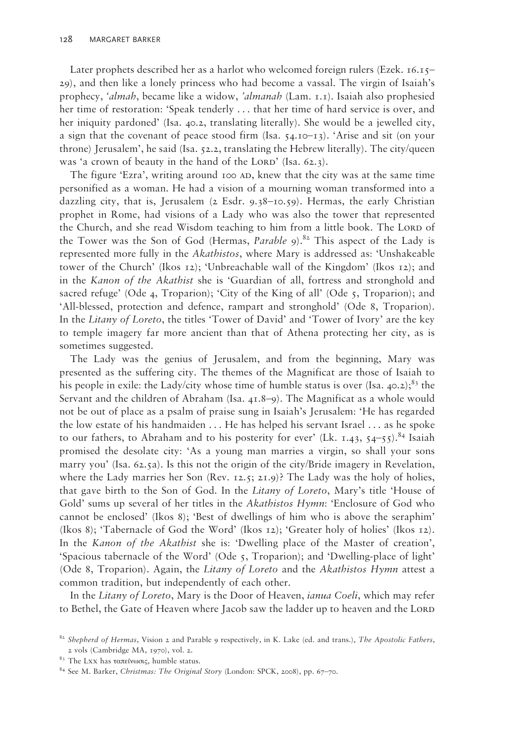Later prophets described her as a harlot who welcomed foreign rulers (Ezek. 16.15–29), and then like a lonely princess who had become a vassal. The virgin of Isaiah's prophecy, *'almah*, became like a widow, *'almanah* (Lam. 1.1). Isaiah also prophesied her time of restoration: 'Speak tenderly . . . that her time of hard service is over, and her iniquity pardoned' (Isa. 40.2, translating literally). She would be a jewelled city, a sign that the covenant of peace stood firm (Isa. 54.10–13). 'Arise and sit (on your throne) Jerusalem', he said (Isa. 52.2, translating the Hebrew literally). The city/queen was 'a crown of beauty in the hand of the LORD' (Isa. 62.3).

The figure 'Ezra', writing around 100 AD, knew that the city was at the same time personified as a woman. He had a vision of a mourning woman transformed into a dazzling city, that is, Jerusalem (2 Esdr. 9.38–10.59). Hermas, the early Christian prophet in Rome, had visions of a Lady who was also the tower that represented the Church, and she read Wisdom teaching to him from a little book. The LORD of the Tower was the Son of God (Hermas, *Parable* 9).[82] This aspect of the Lady is represented more fully in the *Akathistos*, where Mary is addressed as: 'Unshakeable tower of the Church' (Ikos 12); 'Unbreachable wall of the Kingdom' (Ikos 12); and in the *Kanon of the Akathist* she is 'Guardian of all, fortress and stronghold and sacred refuge' (Ode 4, Troparion); 'City of the King of all' (Ode 5, Troparion); and 'All-blessed, protection and defence, rampart and stronghold' (Ode 8, Troparion). In the *Litany of Loreto*, the titles 'Tower of David' and 'Tower of Ivory' are the key to temple imagery far more ancient than that of Athena protecting her city, as is sometimes suggested.

The Lady was the genius of Jerusalem, and from the beginning, Mary was presented as the suffering city. The themes of the Magnificat are those of Isaiah to his people in exile: the Lady/city whose time of humble status is over (Isa. 40.2);[83] the Servant and the children of Abraham (Isa. 41.8–9). The Magnificat as a whole would not be out of place as a psalm of praise sung in Isaiah's Jerusalem: 'He has regarded the low estate of his handmaiden . . . He has helped his servant Israel . . . as he spoke to our fathers, to Abraham and to his posterity for ever' (Lk. 1.43, 54–55).[84] Isaiah promised the desolate city: 'As a young man marries a virgin, so shall your sons marry you' (Isa. 62.5a). Is this not the origin of the city/Bride imagery in Revelation, where the Lady marries her Son (Rev. 12.5; 21.9)? The Lady was the holy of holies, that gave birth to the Son of God. In the *Litany of Loreto*, Mary's title 'House of Gold' sums up several of her titles in the *Akathistos Hymn*: 'Enclosure of God who cannot be enclosed' (Ikos 8); 'Best of dwellings of him who is above the seraphim' (Ikos 8); 'Tabernacle of God the Word' (Ikos 12); 'Greater holy of holies' (Ikos 12). In the *Kanon of the Akathist* she is: 'Dwelling place of the Master of creation', 'Spacious tabernacle of the Word' (Ode 5, Troparion); and 'Dwelling-place of light' (Ode 8, Troparion). Again, the *Litany of Loreto* and the *Akathistos Hymn* attest a common tradition, but independently of each other.

In the *Litany of Loreto*, Mary is the Door of Heaven, *ianua Coeli*, which may refer to Bethel, the Gate of Heaven where Jacob saw the ladder up to heaven and the LORD

---

[82] *Shepherd of Hermas*, Vision 2 and Parable 9 respectively, in K. Lake (ed. and trans.), *The Apostolic Fathers*, 2 vols (Cambridge MA, 1970), vol. 2.

[83] The LXX has ταπείνωσις, humble status.

[84] See M. Barker, *Christmas: The Original Story* (London: SPCK, 2008), pp. 67–70.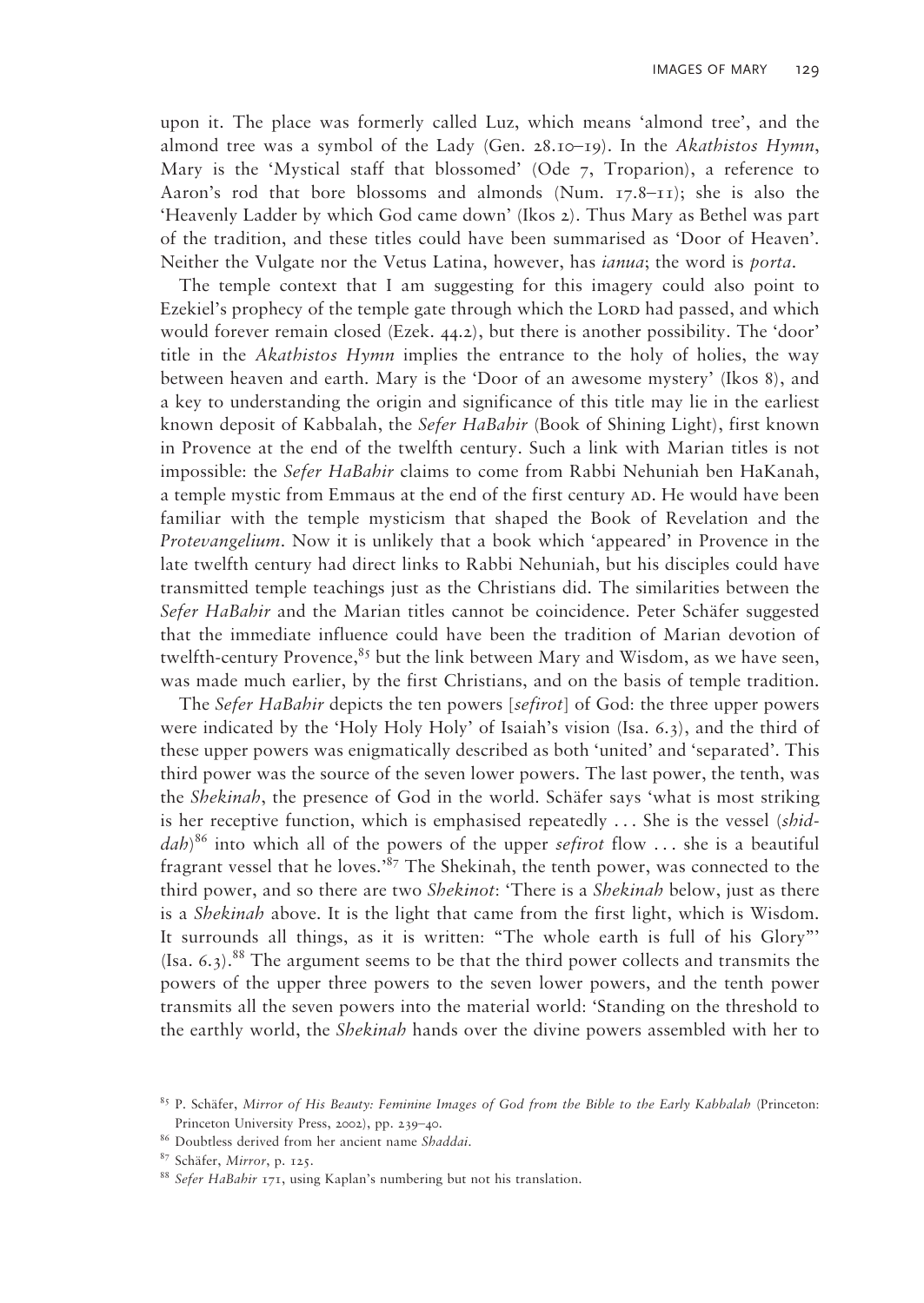upon it. The place was formerly called Luz, which means 'almond tree', and the almond tree was a symbol of the Lady (Gen. 28.10–19). In the *Akathistos Hymn*, Mary is the 'Mystical staff that blossomed' (Ode 7, Troparion), a reference to Aaron's rod that bore blossoms and almonds (Num. 17.8–11); she is also the 'Heavenly Ladder by which God came down' (Ikos 2). Thus Mary as Bethel was part of the tradition, and these titles could have been summarised as 'Door of Heaven'. Neither the Vulgate nor the Vetus Latina, however, has *ianua*; the word is *porta*.

The temple context that I am suggesting for this imagery could also point to Ezekiel's prophecy of the temple gate through which the LORD had passed, and which would forever remain closed (Ezek. 44.2), but there is another possibility. The 'door' title in the *Akathistos Hymn* implies the entrance to the holy of holies, the way between heaven and earth. Mary is the 'Door of an awesome mystery' (Ikos 8), and a key to understanding the origin and significance of this title may lie in the earliest known deposit of Kabbalah, the *Sefer HaBahir* (Book of Shining Light), first known in Provence at the end of the twelfth century. Such a link with Marian titles is not impossible: the *Sefer HaBahir* claims to come from Rabbi Nehuniah ben HaKanah, a temple mystic from Emmaus at the end of the first century AD. He would have been familiar with the temple mysticism that shaped the Book of Revelation and the *Protevangelium*. Now it is unlikely that a book which 'appeared' in Provence in the late twelfth century had direct links to Rabbi Nehuniah, but his disciples could have transmitted temple teachings just as the Christians did. The similarities between the *Sefer HaBahir* and the Marian titles cannot be coincidence. Peter Schäfer suggested that the immediate influence could have been the tradition of Marian devotion of twelfth-century Provence,[85] but the link between Mary and Wisdom, as we have seen, was made much earlier, by the first Christians, and on the basis of temple tradition.

The *Sefer HaBahir* depicts the ten powers [*sefirot*] of God: the three upper powers were indicated by the 'Holy Holy Holy' of Isaiah's vision (Isa. 6.3), and the third of these upper powers was enigmatically described as both 'united' and 'separated'. This third power was the source of the seven lower powers. The last power, the tenth, was the *Shekinah*, the presence of God in the world. Schäfer says 'what is most striking is her receptive function, which is emphasised repeatedly . . . She is the vessel (*shiddah*)[86] into which all of the powers of the upper *sefirot* flow . . . she is a beautiful fragrant vessel that he loves.'[87] The Shekinah, the tenth power, was connected to the third power, and so there are two *Shekinot*: 'There is a *Shekinah* below, just as there is a *Shekinah* above. It is the light that came from the first light, which is Wisdom. It surrounds all things, as it is written: "The whole earth is full of his Glory"' (Isa. 6.3).[88] The argument seems to be that the third power collects and transmits the powers of the upper three powers to the seven lower powers, and the tenth power transmits all the seven powers into the material world: 'Standing on the threshold to the earthly world, the *Shekinah* hands over the divine powers assembled with her to

---

[85] P. Schäfer, *Mirror of His Beauty: Feminine Images of God from the Bible to the Early Kabbalah* (Princeton: Princeton University Press, 2002), pp. 239–40.

[86] Doubtless derived from her ancient name *Shaddai*.

[87] Schäfer, *Mirror*, p. 125.

[88] *Sefer HaBahir* 171, using Kaplan's numbering but not his translation.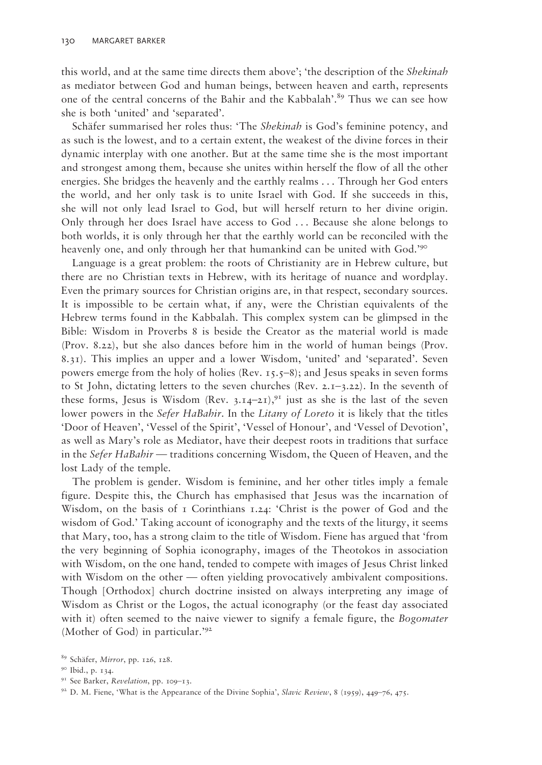this world, and at the same time directs them above'; 'the description of the *Shekinah* as mediator between God and human beings, between heaven and earth, represents one of the central concerns of the Bahir and the Kabbalah'.[89] Thus we can see how she is both 'united' and 'separated'.

Schäfer summarised her roles thus: 'The *Shekinah* is God's feminine potency, and as such is the lowest, and to a certain extent, the weakest of the divine forces in their dynamic interplay with one another. But at the same time she is the most important and strongest among them, because she unites within herself the flow of all the other energies. She bridges the heavenly and the earthly realms . . . Through her God enters the world, and her only task is to unite Israel with God. If she succeeds in this, she will not only lead Israel to God, but will herself return to her divine origin. Only through her does Israel have access to God . . . Because she alone belongs to both worlds, it is only through her that the earthly world can be reconciled with the heavenly one, and only through her that humankind can be united with God.'[90]

Language is a great problem: the roots of Christianity are in Hebrew culture, but there are no Christian texts in Hebrew, with its heritage of nuance and wordplay. Even the primary sources for Christian origins are, in that respect, secondary sources. It is impossible to be certain what, if any, were the Christian equivalents of the Hebrew terms found in the Kabbalah. This complex system can be glimpsed in the Bible: Wisdom in Proverbs 8 is beside the Creator as the material world is made (Prov. 8.22), but she also dances before him in the world of human beings (Prov. 8.31). This implies an upper and a lower Wisdom, 'united' and 'separated'. Seven powers emerge from the holy of holies (Rev. 15.5–8); and Jesus speaks in seven forms to St John, dictating letters to the seven churches (Rev. 2.1–3.22). In the seventh of these forms, Jesus is Wisdom (Rev. 3.14–21),[91] just as she is the last of the seven lower powers in the *Sefer HaBahir*. In the *Litany of Loreto* it is likely that the titles 'Door of Heaven', 'Vessel of the Spirit', 'Vessel of Honour', and 'Vessel of Devotion', as well as Mary's role as Mediator, have their deepest roots in traditions that surface in the *Sefer HaBahir* — traditions concerning Wisdom, the Queen of Heaven, and the lost Lady of the temple.

The problem is gender. Wisdom is feminine, and her other titles imply a female figure. Despite this, the Church has emphasised that Jesus was the incarnation of Wisdom, on the basis of 1 Corinthians 1.24: 'Christ is the power of God and the wisdom of God.' Taking account of iconography and the texts of the liturgy, it seems that Mary, too, has a strong claim to the title of Wisdom. Fiene has argued that 'from the very beginning of Sophia iconography, images of the Theotokos in association with Wisdom, on the one hand, tended to compete with images of Jesus Christ linked with Wisdom on the other — often yielding provocatively ambivalent compositions. Though [Orthodox] church doctrine insisted on always interpreting any image of Wisdom as Christ or the Logos, the actual iconography (or the feast day associated with it) often seemed to the naive viewer to signify a female figure, the *Bogomater* (Mother of God) in particular.'[92]

[89] Schäfer, *Mirror*, pp. 126, 128.

[90] Ibid., p. 134.

[91] See Barker, *Revelation*, pp. 109–13.

[92] D. M. Fiene, 'What is the Appearance of the Divine Sophia', *Slavic Review*, 8 (1959), 449–76, 475.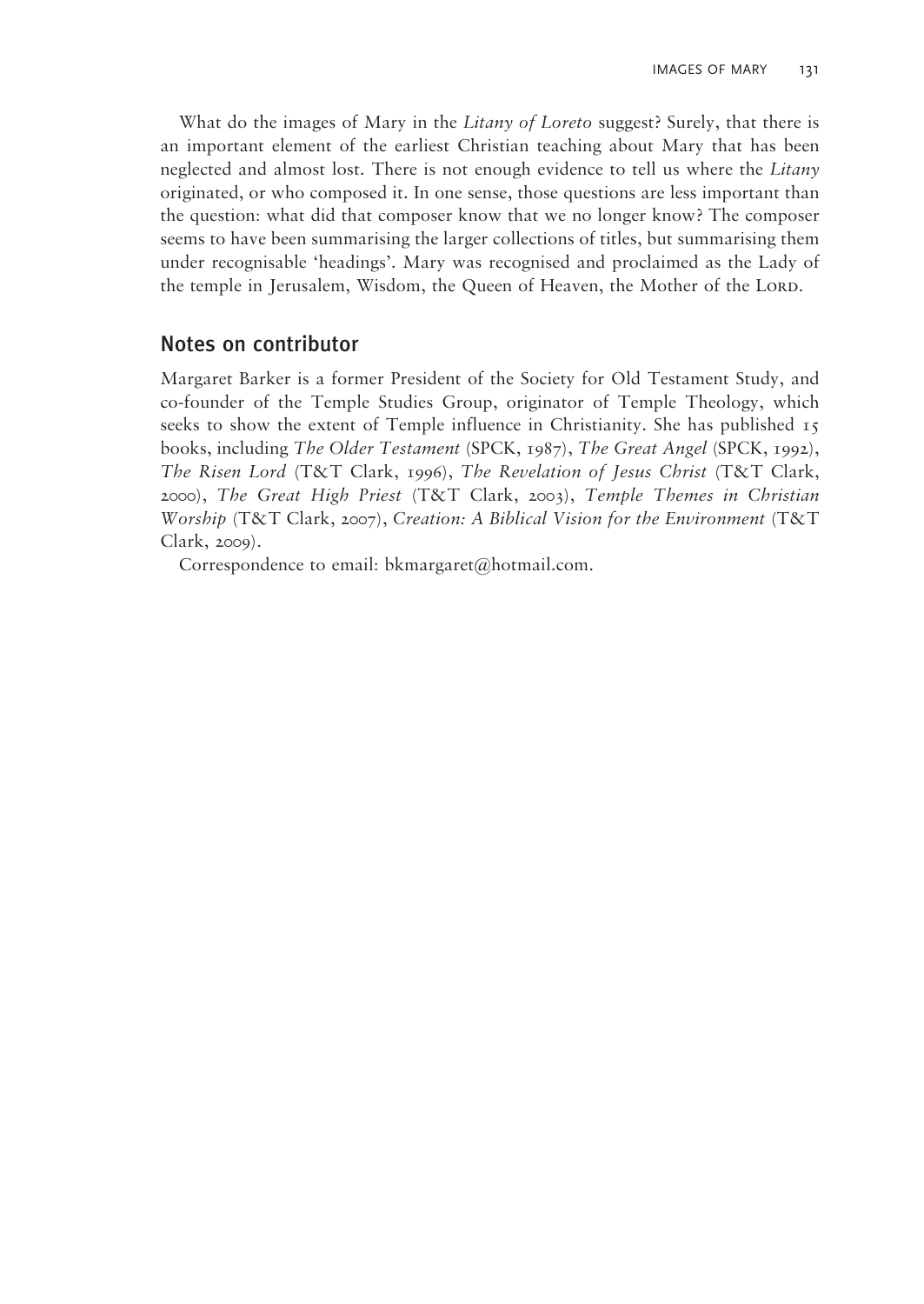What do the images of Mary in the *Litany of Loreto* suggest? Surely, that there is an important element of the earliest Christian teaching about Mary that has been neglected and almost lost. There is not enough evidence to tell us where the *Litany* originated, or who composed it. In one sense, those questions are less important than the question: what did that composer know that we no longer know? The composer seems to have been summarising the larger collections of titles, but summarising them under recognisable 'headings'. Mary was recognised and proclaimed as the Lady of the temple in Jerusalem, Wisdom, the Queen of Heaven, the Mother of the LORD.

## Notes on contributor

Margaret Barker is a former President of the Society for Old Testament Study, and co-founder of the Temple Studies Group, originator of Temple Theology, which seeks to show the extent of Temple influence in Christianity. She has published 15 books, including *The Older Testament* (SPCK, 1987), *The Great Angel* (SPCK, 1992), *The Risen Lord* (T&T Clark, 1996), *The Revelation of Jesus Christ* (T&T Clark, 2000), *The Great High Priest* (T&T Clark, 2003), *Temple Themes in Christian Worship* (T&T Clark, 2007), *Creation: A Biblical Vision for the Environment* (T&T Clark, 2009).

Correspondence to email: bkmargaret@hotmail.com.